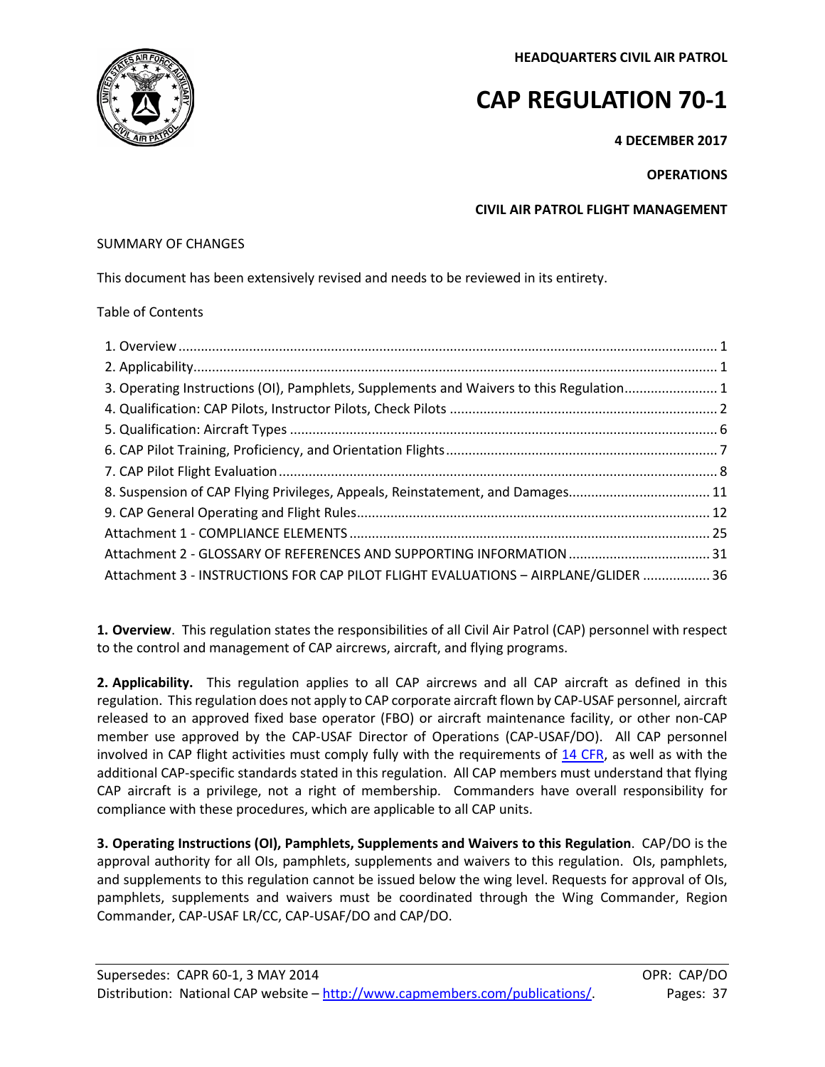**HEADQUARTERS CIVIL AIR PATROL**

# CAP REGULATION 70-1

**4 DECEMBER 2017**

**OPERATIONS**

**CIVIL AIR PATROL FLIGHT MANAGEMENT**

SUMMARY OF CHANGES

This document has been extensively revised and needs to be reviewed in its entirety.

Table of Contents

1. Overview ... 1
2. Applicability ... 1
3. Operating Instructions (OI), Pamphlets, Supplements and Waivers to this Regulation ... 1
4. Qualification: CAP Pilots, Instructor Pilots, Check Pilots ... 2
5. Qualification: Aircraft Types ... 6
6. CAP Pilot Training, Proficiency, and Orientation Flights ... 7
7. CAP Pilot Flight Evaluation ... 8
8. Suspension of CAP Flying Privileges, Appeals, Reinstatement, and Damages ... 11
9. CAP General Operating and Flight Rules ... 12

Attachment 1 - COMPLIANCE ELEMENTS ... 25
Attachment 2 - GLOSSARY OF REFERENCES AND SUPPORTING INFORMATION ... 31
Attachment 3 - INSTRUCTIONS FOR CAP PILOT FLIGHT EVALUATIONS – AIRPLANE/GLIDER ... 36

**1. Overview**. This regulation states the responsibilities of all Civil Air Patrol (CAP) personnel with respect to the control and management of CAP aircrews, aircraft, and flying programs.

**2. Applicability.** This regulation applies to all CAP aircrews and all CAP aircraft as defined in this regulation. This regulation does not apply to CAP corporate aircraft flown by CAP-USAF personnel, aircraft released to an approved fixed base operator (FBO) or aircraft maintenance facility, or other non-CAP member use approved by the CAP-USAF Director of Operations (CAP-USAF/DO). All CAP personnel involved in CAP flight activities must comply fully with the requirements of 14 CFR, as well as with the additional CAP-specific standards stated in this regulation. All CAP members must understand that flying CAP aircraft is a privilege, not a right of membership. Commanders have overall responsibility for compliance with these procedures, which are applicable to all CAP units.

**3. Operating Instructions (OI), Pamphlets, Supplements and Waivers to this Regulation**. CAP/DO is the approval authority for all OIs, pamphlets, supplements and waivers to this regulation. OIs, pamphlets, and supplements to this regulation cannot be issued below the wing level. Requests for approval of OIs, pamphlets, supplements and waivers must be coordinated through the Wing Commander, Region Commander, CAP-USAF LR/CC, CAP-USAF/DO and CAP/DO.

Supersedes: CAPR 60-1, 3 MAY 2014 | OPR: CAP/DO
Distribution: National CAP website – http://www.capmembers.com/publications/. | Pages: 37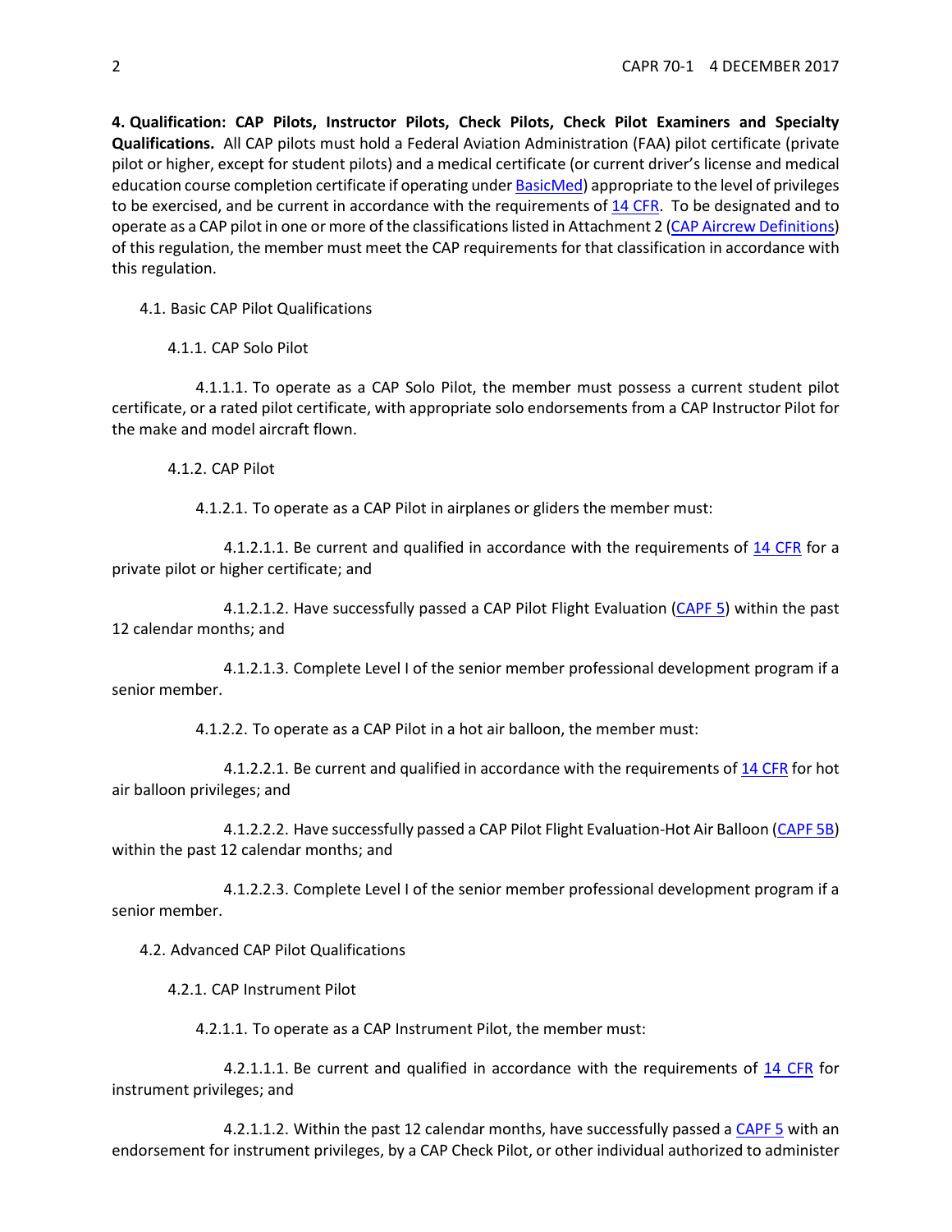**4. Qualification: CAP Pilots, Instructor Pilots, Check Pilots, Check Pilot Examiners and Specialty Qualifications.** All CAP pilots must hold a Federal Aviation Administration (FAA) pilot certificate (private pilot or higher, except for student pilots) and a medical certificate (or current driver's license and medical education course completion certificate if operating under BasicMed) appropriate to the level of privileges to be exercised, and be current in accordance with the requirements of 14 CFR. To be designated and to operate as a CAP pilot in one or more of the classifications listed in Attachment 2 (CAP Aircrew Definitions) of this regulation, the member must meet the CAP requirements for that classification in accordance with this regulation.

4.1. Basic CAP Pilot Qualifications

4.1.1. CAP Solo Pilot

4.1.1.1. To operate as a CAP Solo Pilot, the member must possess a current student pilot certificate, or a rated pilot certificate, with appropriate solo endorsements from a CAP Instructor Pilot for the make and model aircraft flown.

4.1.2. CAP Pilot

4.1.2.1. To operate as a CAP Pilot in airplanes or gliders the member must:

4.1.2.1.1. Be current and qualified in accordance with the requirements of 14 CFR for a private pilot or higher certificate; and

4.1.2.1.2. Have successfully passed a CAP Pilot Flight Evaluation (CAPF 5) within the past 12 calendar months; and

4.1.2.1.3. Complete Level I of the senior member professional development program if a senior member.

4.1.2.2. To operate as a CAP Pilot in a hot air balloon, the member must:

4.1.2.2.1. Be current and qualified in accordance with the requirements of 14 CFR for hot air balloon privileges; and

4.1.2.2.2. Have successfully passed a CAP Pilot Flight Evaluation-Hot Air Balloon (CAPF 5B) within the past 12 calendar months; and

4.1.2.2.3. Complete Level I of the senior member professional development program if a senior member.

4.2. Advanced CAP Pilot Qualifications

4.2.1. CAP Instrument Pilot

4.2.1.1. To operate as a CAP Instrument Pilot, the member must:

4.2.1.1.1. Be current and qualified in accordance with the requirements of 14 CFR for instrument privileges; and

4.2.1.1.2. Within the past 12 calendar months, have successfully passed a CAPF 5 with an endorsement for instrument privileges, by a CAP Check Pilot, or other individual authorized to administer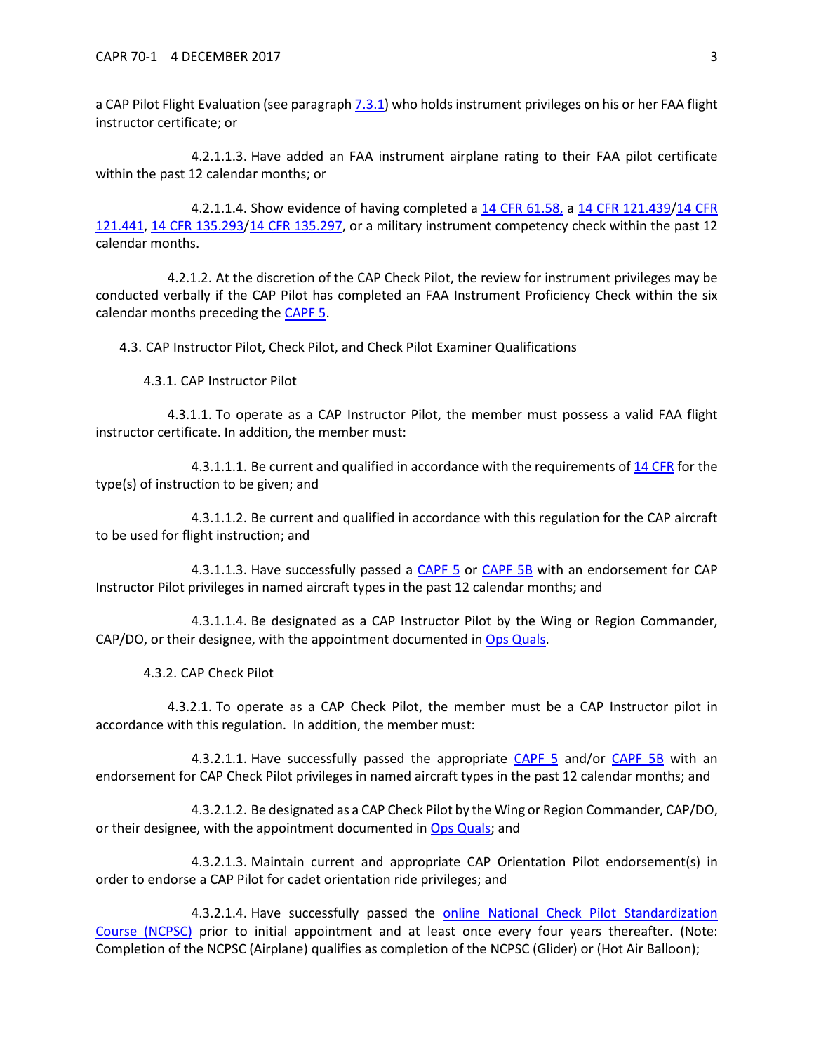a CAP Pilot Flight Evaluation (see paragraph 7.3.1) who holds instrument privileges on his or her FAA flight instructor certificate; or

4.2.1.1.3. Have added an FAA instrument airplane rating to their FAA pilot certificate within the past 12 calendar months; or

4.2.1.1.4. Show evidence of having completed a 14 CFR 61.58, a 14 CFR 121.439/14 CFR 121.441, 14 CFR 135.293/14 CFR 135.297, or a military instrument competency check within the past 12 calendar months.

4.2.1.2. At the discretion of the CAP Check Pilot, the review for instrument privileges may be conducted verbally if the CAP Pilot has completed an FAA Instrument Proficiency Check within the six calendar months preceding the CAPF 5.

4.3. CAP Instructor Pilot, Check Pilot, and Check Pilot Examiner Qualifications

4.3.1. CAP Instructor Pilot

4.3.1.1. To operate as a CAP Instructor Pilot, the member must possess a valid FAA flight instructor certificate. In addition, the member must:

4.3.1.1.1. Be current and qualified in accordance with the requirements of 14 CFR for the type(s) of instruction to be given; and

4.3.1.1.2. Be current and qualified in accordance with this regulation for the CAP aircraft to be used for flight instruction; and

4.3.1.1.3. Have successfully passed a CAPF 5 or CAPF 5B with an endorsement for CAP Instructor Pilot privileges in named aircraft types in the past 12 calendar months; and

4.3.1.1.4. Be designated as a CAP Instructor Pilot by the Wing or Region Commander, CAP/DO, or their designee, with the appointment documented in Ops Quals.

4.3.2. CAP Check Pilot

4.3.2.1. To operate as a CAP Check Pilot, the member must be a CAP Instructor pilot in accordance with this regulation. In addition, the member must:

4.3.2.1.1. Have successfully passed the appropriate CAPF 5 and/or CAPF 5B with an endorsement for CAP Check Pilot privileges in named aircraft types in the past 12 calendar months; and

4.3.2.1.2. Be designated as a CAP Check Pilot by the Wing or Region Commander, CAP/DO, or their designee, with the appointment documented in Ops Quals; and

4.3.2.1.3. Maintain current and appropriate CAP Orientation Pilot endorsement(s) in order to endorse a CAP Pilot for cadet orientation ride privileges; and

4.3.2.1.4. Have successfully passed the online National Check Pilot Standardization Course (NCPSC) prior to initial appointment and at least once every four years thereafter. (Note: Completion of the NCPSC (Airplane) qualifies as completion of the NCPSC (Glider) or (Hot Air Balloon);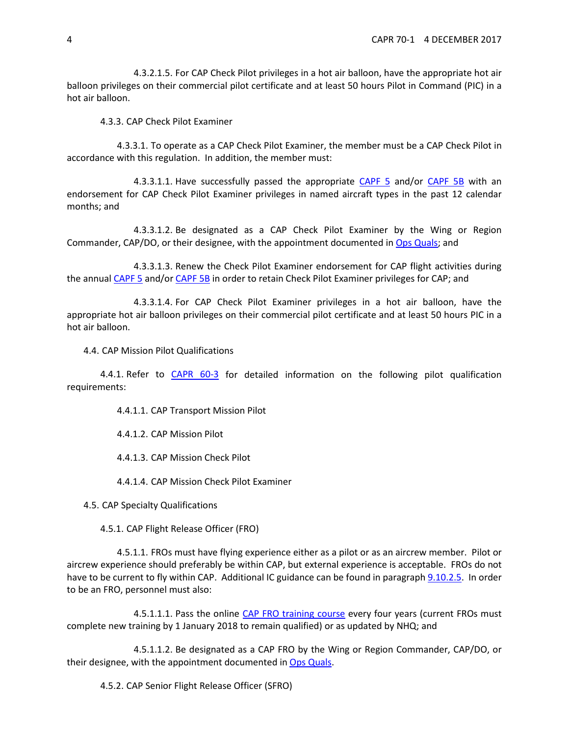4.3.2.1.5. For CAP Check Pilot privileges in a hot air balloon, have the appropriate hot air balloon privileges on their commercial pilot certificate and at least 50 hours Pilot in Command (PIC) in a hot air balloon.

4.3.3. CAP Check Pilot Examiner

4.3.3.1. To operate as a CAP Check Pilot Examiner, the member must be a CAP Check Pilot in accordance with this regulation. In addition, the member must:

4.3.3.1.1. Have successfully passed the appropriate CAPF 5 and/or CAPF 5B with an endorsement for CAP Check Pilot Examiner privileges in named aircraft types in the past 12 calendar months; and

4.3.3.1.2. Be designated as a CAP Check Pilot Examiner by the Wing or Region Commander, CAP/DO, or their designee, with the appointment documented in Ops Quals; and

4.3.3.1.3. Renew the Check Pilot Examiner endorsement for CAP flight activities during the annual CAPF 5 and/or CAPF 5B in order to retain Check Pilot Examiner privileges for CAP; and

4.3.3.1.4. For CAP Check Pilot Examiner privileges in a hot air balloon, have the appropriate hot air balloon privileges on their commercial pilot certificate and at least 50 hours PIC in a hot air balloon.

4.4. CAP Mission Pilot Qualifications

4.4.1. Refer to CAPR 60-3 for detailed information on the following pilot qualification requirements:

4.4.1.1. CAP Transport Mission Pilot

4.4.1.2. CAP Mission Pilot

4.4.1.3. CAP Mission Check Pilot

4.4.1.4. CAP Mission Check Pilot Examiner

4.5. CAP Specialty Qualifications

4.5.1. CAP Flight Release Officer (FRO)

4.5.1.1. FROs must have flying experience either as a pilot or as an aircrew member. Pilot or aircrew experience should preferably be within CAP, but external experience is acceptable. FROs do not have to be current to fly within CAP. Additional IC guidance can be found in paragraph 9.10.2.5. In order to be an FRO, personnel must also:

4.5.1.1.1. Pass the online CAP FRO training course every four years (current FROs must complete new training by 1 January 2018 to remain qualified) or as updated by NHQ; and

4.5.1.1.2. Be designated as a CAP FRO by the Wing or Region Commander, CAP/DO, or their designee, with the appointment documented in Ops Quals.

4.5.2. CAP Senior Flight Release Officer (SFRO)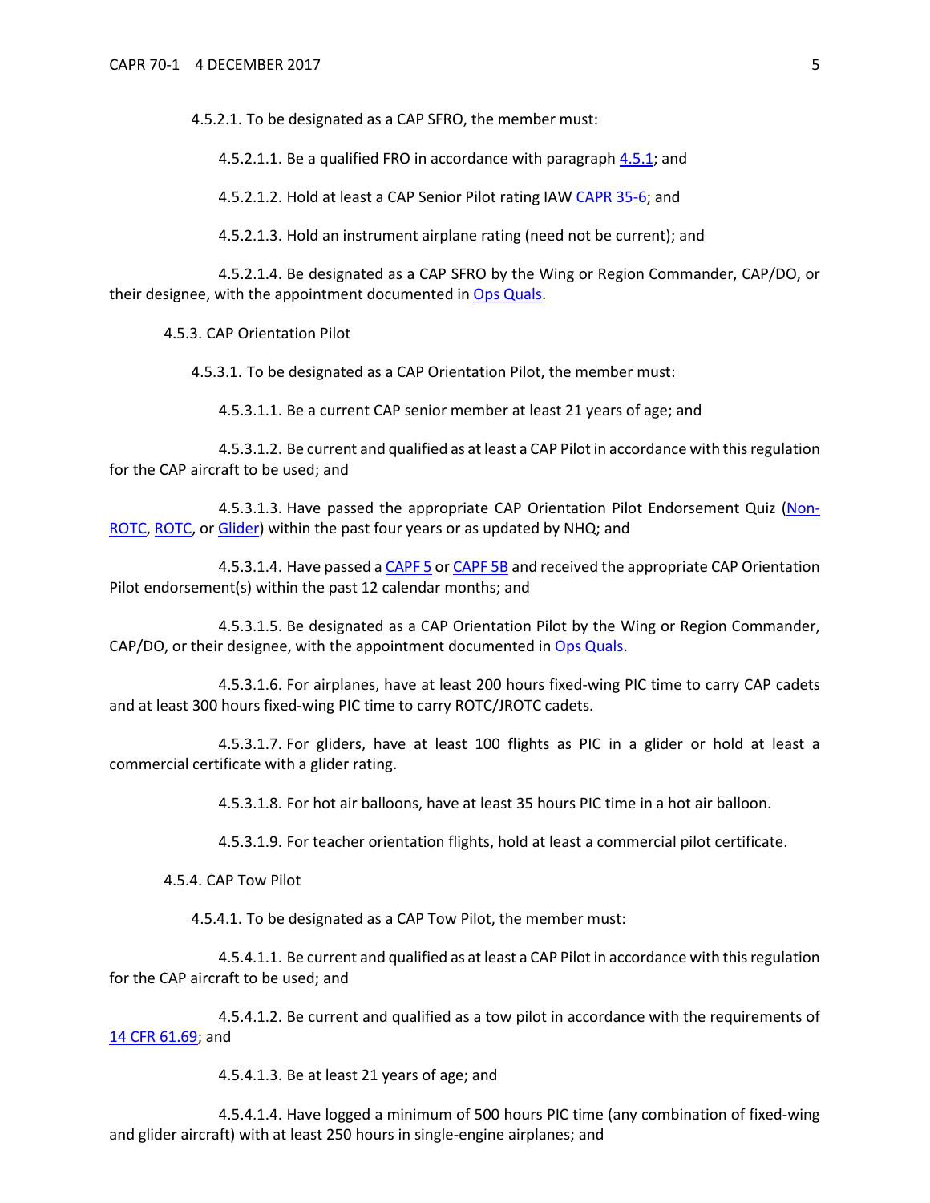4.5.2.1. To be designated as a CAP SFRO, the member must:

4.5.2.1.1. Be a qualified FRO in accordance with paragraph 4.5.1; and

4.5.2.1.2. Hold at least a CAP Senior Pilot rating IAW CAPR 35-6; and

4.5.2.1.3. Hold an instrument airplane rating (need not be current); and

4.5.2.1.4. Be designated as a CAP SFRO by the Wing or Region Commander, CAP/DO, or their designee, with the appointment documented in Ops Quals.

4.5.3. CAP Orientation Pilot

4.5.3.1. To be designated as a CAP Orientation Pilot, the member must:

4.5.3.1.1. Be a current CAP senior member at least 21 years of age; and

4.5.3.1.2. Be current and qualified as at least a CAP Pilot in accordance with this regulation for the CAP aircraft to be used; and

4.5.3.1.3. Have passed the appropriate CAP Orientation Pilot Endorsement Quiz (Non-ROTC, ROTC, or Glider) within the past four years or as updated by NHQ; and

4.5.3.1.4. Have passed a CAPF 5 or CAPF 5B and received the appropriate CAP Orientation Pilot endorsement(s) within the past 12 calendar months; and

4.5.3.1.5. Be designated as a CAP Orientation Pilot by the Wing or Region Commander, CAP/DO, or their designee, with the appointment documented in Ops Quals.

4.5.3.1.6. For airplanes, have at least 200 hours fixed-wing PIC time to carry CAP cadets and at least 300 hours fixed-wing PIC time to carry ROTC/JROTC cadets.

4.5.3.1.7. For gliders, have at least 100 flights as PIC in a glider or hold at least a commercial certificate with a glider rating.

4.5.3.1.8. For hot air balloons, have at least 35 hours PIC time in a hot air balloon.

4.5.3.1.9. For teacher orientation flights, hold at least a commercial pilot certificate.

4.5.4. CAP Tow Pilot

4.5.4.1. To be designated as a CAP Tow Pilot, the member must:

4.5.4.1.1. Be current and qualified as at least a CAP Pilot in accordance with this regulation for the CAP aircraft to be used; and

4.5.4.1.2. Be current and qualified as a tow pilot in accordance with the requirements of 14 CFR 61.69; and

4.5.4.1.3. Be at least 21 years of age; and

4.5.4.1.4. Have logged a minimum of 500 hours PIC time (any combination of fixed-wing and glider aircraft) with at least 250 hours in single-engine airplanes; and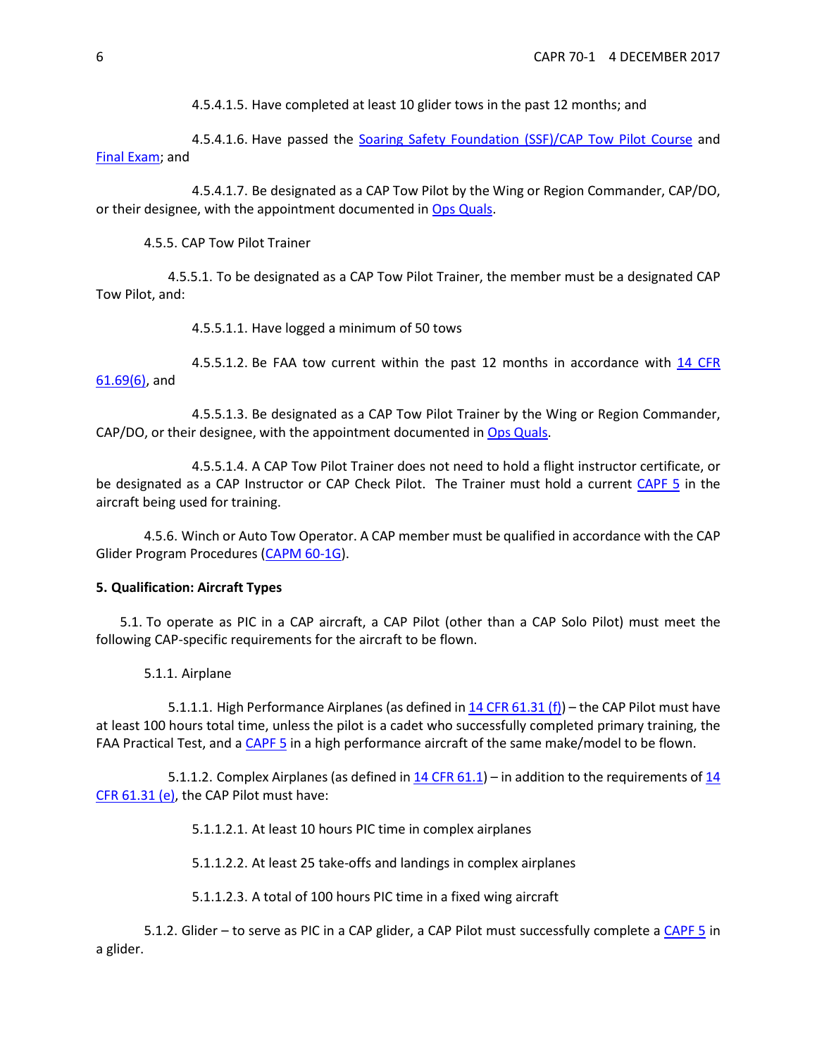4.5.4.1.5. Have completed at least 10 glider tows in the past 12 months; and

4.5.4.1.6. Have passed the Soaring Safety Foundation (SSF)/CAP Tow Pilot Course and Final Exam; and

4.5.4.1.7. Be designated as a CAP Tow Pilot by the Wing or Region Commander, CAP/DO, or their designee, with the appointment documented in Ops Quals.

4.5.5. CAP Tow Pilot Trainer

4.5.5.1. To be designated as a CAP Tow Pilot Trainer, the member must be a designated CAP Tow Pilot, and:

4.5.5.1.1. Have logged a minimum of 50 tows

4.5.5.1.2. Be FAA tow current within the past 12 months in accordance with 14 CFR 61.69(6), and

4.5.5.1.3. Be designated as a CAP Tow Pilot Trainer by the Wing or Region Commander, CAP/DO, or their designee, with the appointment documented in Ops Quals.

4.5.5.1.4. A CAP Tow Pilot Trainer does not need to hold a flight instructor certificate, or be designated as a CAP Instructor or CAP Check Pilot. The Trainer must hold a current CAPF 5 in the aircraft being used for training.

4.5.6. Winch or Auto Tow Operator. A CAP member must be qualified in accordance with the CAP Glider Program Procedures (CAPM 60-1G).

**5. Qualification: Aircraft Types**

5.1. To operate as PIC in a CAP aircraft, a CAP Pilot (other than a CAP Solo Pilot) must meet the following CAP-specific requirements for the aircraft to be flown.

5.1.1. Airplane

5.1.1.1. High Performance Airplanes (as defined in 14 CFR 61.31 (f)) – the CAP Pilot must have at least 100 hours total time, unless the pilot is a cadet who successfully completed primary training, the FAA Practical Test, and a CAPF 5 in a high performance aircraft of the same make/model to be flown.

5.1.1.2. Complex Airplanes (as defined in 14 CFR 61.1) – in addition to the requirements of 14 CFR 61.31 (e), the CAP Pilot must have:

5.1.1.2.1. At least 10 hours PIC time in complex airplanes

5.1.1.2.2. At least 25 take-offs and landings in complex airplanes

5.1.1.2.3. A total of 100 hours PIC time in a fixed wing aircraft

5.1.2. Glider – to serve as PIC in a CAP glider, a CAP Pilot must successfully complete a CAPF 5 in a glider.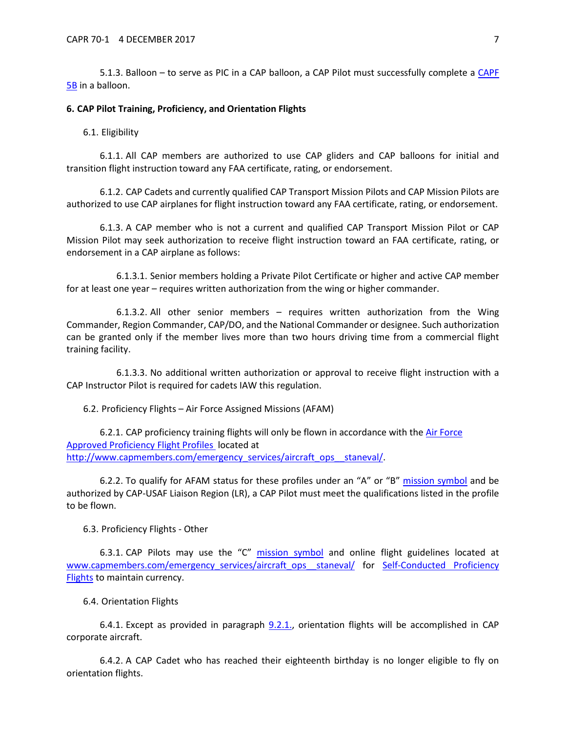5.1.3. Balloon – to serve as PIC in a CAP balloon, a CAP Pilot must successfully complete a [CAPF 5B](#) in a balloon.

**6. CAP Pilot Training, Proficiency, and Orientation Flights**

6.1. Eligibility

6.1.1. All CAP members are authorized to use CAP gliders and CAP balloons for initial and transition flight instruction toward any FAA certificate, rating, or endorsement.

6.1.2. CAP Cadets and currently qualified CAP Transport Mission Pilots and CAP Mission Pilots are authorized to use CAP airplanes for flight instruction toward any FAA certificate, rating, or endorsement.

6.1.3. A CAP member who is not a current and qualified CAP Transport Mission Pilot or CAP Mission Pilot may seek authorization to receive flight instruction toward an FAA certificate, rating, or endorsement in a CAP airplane as follows:

6.1.3.1. Senior members holding a Private Pilot Certificate or higher and active CAP member for at least one year – requires written authorization from the wing or higher commander.

6.1.3.2. All other senior members – requires written authorization from the Wing Commander, Region Commander, CAP/DO, and the National Commander or designee. Such authorization can be granted only if the member lives more than two hours driving time from a commercial flight training facility.

6.1.3.3. No additional written authorization or approval to receive flight instruction with a CAP Instructor Pilot is required for cadets IAW this regulation.

6.2. Proficiency Flights – Air Force Assigned Missions (AFAM)

6.2.1. CAP proficiency training flights will only be flown in accordance with the Air Force Approved Proficiency Flight Profiles located at http://www.capmembers.com/emergency_services/aircraft_ops__staneval/.

6.2.2. To qualify for AFAM status for these profiles under an "A" or "B" mission symbol and be authorized by CAP-USAF Liaison Region (LR), a CAP Pilot must meet the qualifications listed in the profile to be flown.

6.3. Proficiency Flights - Other

6.3.1. CAP Pilots may use the "C" mission symbol and online flight guidelines located at www.capmembers.com/emergency_services/aircraft_ops__staneval/ for Self-Conducted Proficiency Flights to maintain currency.

6.4. Orientation Flights

6.4.1. Except as provided in paragraph 9.2.1., orientation flights will be accomplished in CAP corporate aircraft.

6.4.2. A CAP Cadet who has reached their eighteenth birthday is no longer eligible to fly on orientation flights.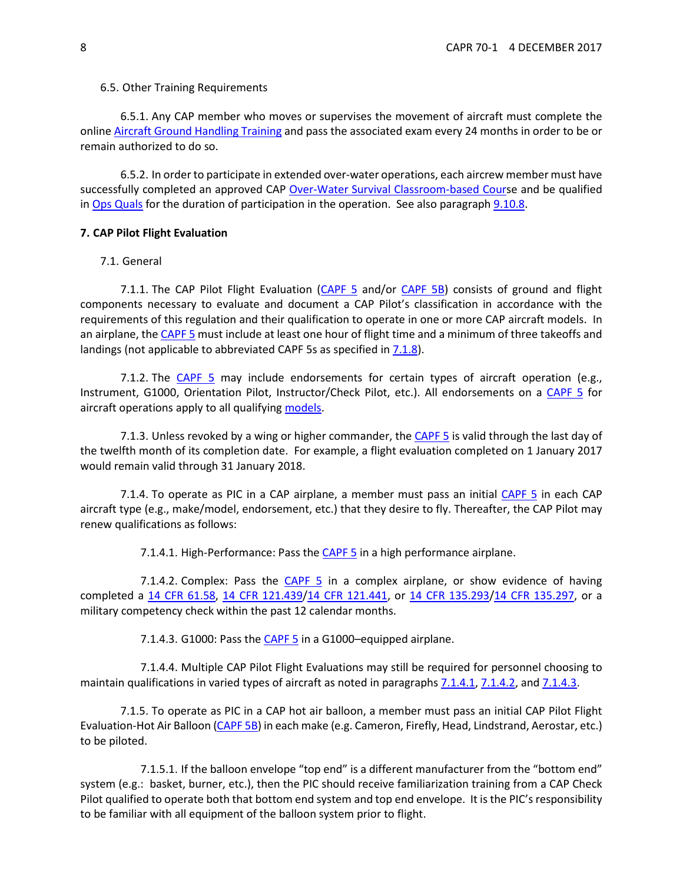6.5. Other Training Requirements

6.5.1. Any CAP member who moves or supervises the movement of aircraft must complete the online Aircraft Ground Handling Training and pass the associated exam every 24 months in order to be or remain authorized to do so.

6.5.2. In order to participate in extended over-water operations, each aircrew member must have successfully completed an approved CAP Over-Water Survival Classroom-based Course and be qualified in Ops Quals for the duration of participation in the operation. See also paragraph 9.10.8.

**7. CAP Pilot Flight Evaluation**

7.1. General

7.1.1. The CAP Pilot Flight Evaluation (CAPF 5 and/or CAPF 5B) consists of ground and flight components necessary to evaluate and document a CAP Pilot's classification in accordance with the requirements of this regulation and their qualification to operate in one or more CAP aircraft models. In an airplane, the CAPF 5 must include at least one hour of flight time and a minimum of three takeoffs and landings (not applicable to abbreviated CAPF 5s as specified in 7.1.8).

7.1.2. The CAPF 5 may include endorsements for certain types of aircraft operation (e.g., Instrument, G1000, Orientation Pilot, Instructor/Check Pilot, etc.). All endorsements on a CAPF 5 for aircraft operations apply to all qualifying models.

7.1.3. Unless revoked by a wing or higher commander, the CAPF 5 is valid through the last day of the twelfth month of its completion date. For example, a flight evaluation completed on 1 January 2017 would remain valid through 31 January 2018.

7.1.4. To operate as PIC in a CAP airplane, a member must pass an initial CAPF 5 in each CAP aircraft type (e.g., make/model, endorsement, etc.) that they desire to fly. Thereafter, the CAP Pilot may renew qualifications as follows:

7.1.4.1. High-Performance: Pass the CAPF 5 in a high performance airplane.

7.1.4.2. Complex: Pass the CAPF 5 in a complex airplane, or show evidence of having completed a 14 CFR 61.58, 14 CFR 121.439/14 CFR 121.441, or 14 CFR 135.293/14 CFR 135.297, or a military competency check within the past 12 calendar months.

7.1.4.3. G1000: Pass the CAPF 5 in a G1000–equipped airplane.

7.1.4.4. Multiple CAP Pilot Flight Evaluations may still be required for personnel choosing to maintain qualifications in varied types of aircraft as noted in paragraphs 7.1.4.1, 7.1.4.2, and 7.1.4.3.

7.1.5. To operate as PIC in a CAP hot air balloon, a member must pass an initial CAP Pilot Flight Evaluation-Hot Air Balloon (CAPF 5B) in each make (e.g. Cameron, Firefly, Head, Lindstrand, Aerostar, etc.) to be piloted.

7.1.5.1. If the balloon envelope "top end" is a different manufacturer from the "bottom end" system (e.g.: basket, burner, etc.), then the PIC should receive familiarization training from a CAP Check Pilot qualified to operate both that bottom end system and top end envelope. It is the PIC's responsibility to be familiar with all equipment of the balloon system prior to flight.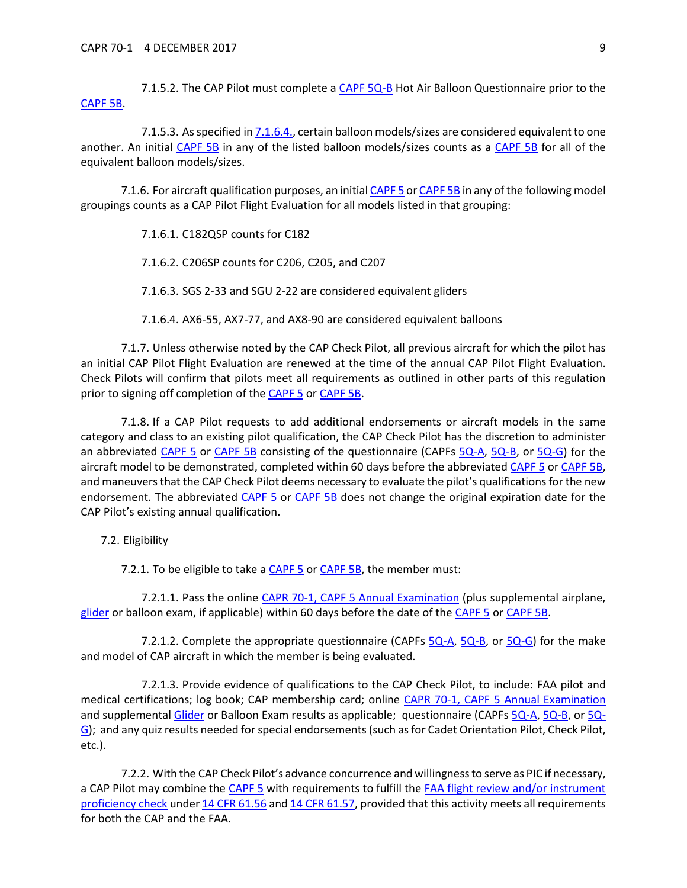7.1.5.2. The CAP Pilot must complete a CAPF 5Q-B Hot Air Balloon Questionnaire prior to the CAPF 5B.

7.1.5.3. As specified in 7.1.6.4., certain balloon models/sizes are considered equivalent to one another. An initial CAPF 5B in any of the listed balloon models/sizes counts as a CAPF 5B for all of the equivalent balloon models/sizes.

7.1.6. For aircraft qualification purposes, an initial CAPF 5 or CAPF 5B in any of the following model groupings counts as a CAP Pilot Flight Evaluation for all models listed in that grouping:

7.1.6.1. C182QSP counts for C182

7.1.6.2. C206SP counts for C206, C205, and C207

7.1.6.3. SGS 2-33 and SGU 2-22 are considered equivalent gliders

7.1.6.4. AX6-55, AX7-77, and AX8-90 are considered equivalent balloons

7.1.7. Unless otherwise noted by the CAP Check Pilot, all previous aircraft for which the pilot has an initial CAP Pilot Flight Evaluation are renewed at the time of the annual CAP Pilot Flight Evaluation. Check Pilots will confirm that pilots meet all requirements as outlined in other parts of this regulation prior to signing off completion of the CAPF 5 or CAPF 5B.

7.1.8. If a CAP Pilot requests to add additional endorsements or aircraft models in the same category and class to an existing pilot qualification, the CAP Check Pilot has the discretion to administer an abbreviated CAPF 5 or CAPF 5B consisting of the questionnaire (CAPFs 5Q-A, 5Q-B, or 5Q-G) for the aircraft model to be demonstrated, completed within 60 days before the abbreviated CAPF 5 or CAPF 5B, and maneuvers that the CAP Check Pilot deems necessary to evaluate the pilot's qualifications for the new endorsement. The abbreviated CAPF 5 or CAPF 5B does not change the original expiration date for the CAP Pilot's existing annual qualification.

7.2. Eligibility

7.2.1. To be eligible to take a CAPF 5 or CAPF 5B, the member must:

7.2.1.1. Pass the online CAPR 70-1, CAPF 5 Annual Examination (plus supplemental airplane, glider or balloon exam, if applicable) within 60 days before the date of the CAPF 5 or CAPF 5B.

7.2.1.2. Complete the appropriate questionnaire (CAPFs 5Q-A, 5Q-B, or 5Q-G) for the make and model of CAP aircraft in which the member is being evaluated.

7.2.1.3. Provide evidence of qualifications to the CAP Check Pilot, to include: FAA pilot and medical certifications; log book; CAP membership card; online CAPR 70-1, CAPF 5 Annual Examination and supplemental Glider or Balloon Exam results as applicable; questionnaire (CAPFs 5Q-A, 5Q-B, or 5Q-G); and any quiz results needed for special endorsements (such as for Cadet Orientation Pilot, Check Pilot, etc.).

7.2.2. With the CAP Check Pilot's advance concurrence and willingness to serve as PIC if necessary, a CAP Pilot may combine the CAPF 5 with requirements to fulfill the FAA flight review and/or instrument proficiency check under 14 CFR 61.56 and 14 CFR 61.57, provided that this activity meets all requirements for both the CAP and the FAA.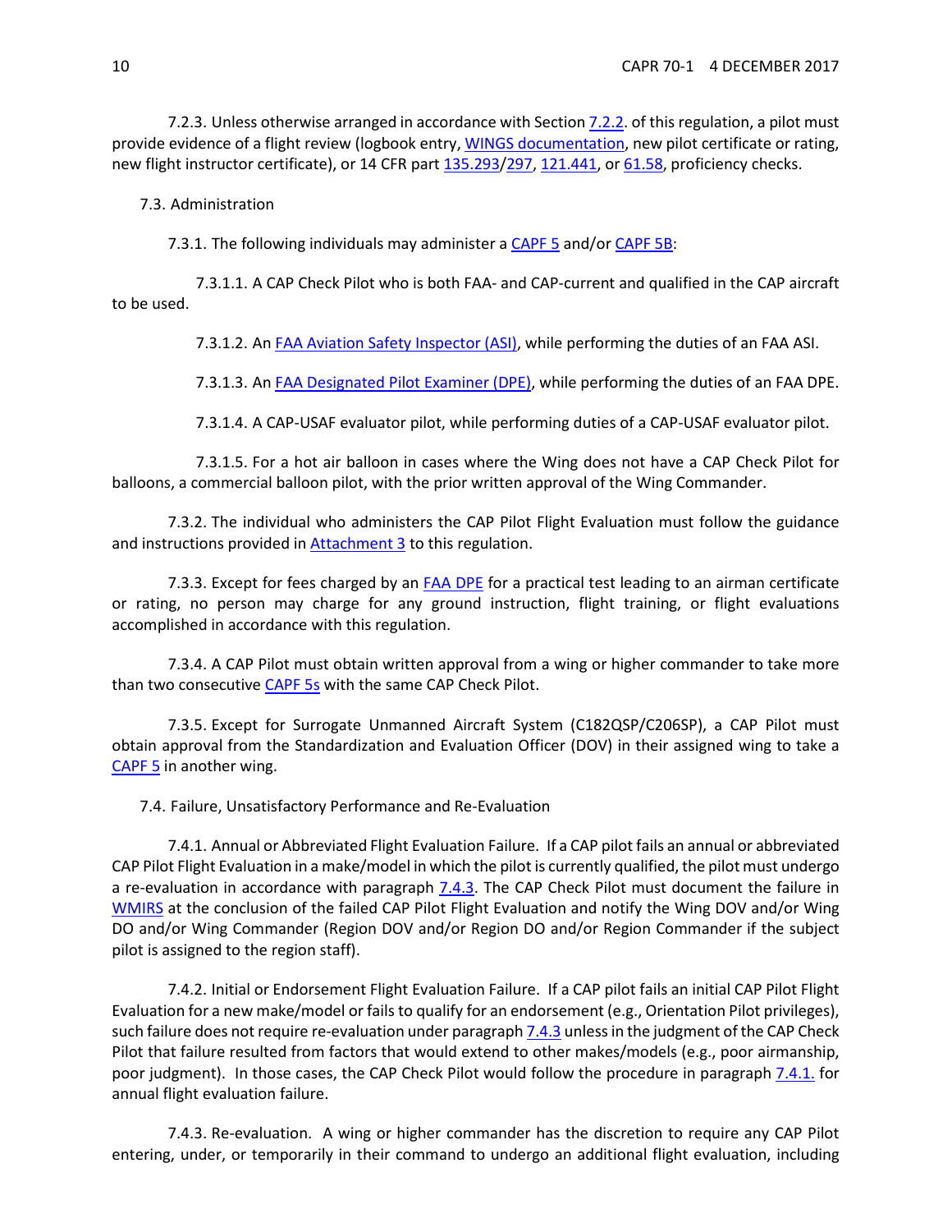7.2.3. Unless otherwise arranged in accordance with Section 7.2.2. of this regulation, a pilot must provide evidence of a flight review (logbook entry, WINGS documentation, new pilot certificate or rating, new flight instructor certificate), or 14 CFR part 135.293/297, 121.441, or 61.58, proficiency checks.

7.3. Administration

7.3.1. The following individuals may administer a CAPF 5 and/or CAPF 5B:

7.3.1.1. A CAP Check Pilot who is both FAA- and CAP-current and qualified in the CAP aircraft to be used.

7.3.1.2. An FAA Aviation Safety Inspector (ASI), while performing the duties of an FAA ASI.

7.3.1.3. An FAA Designated Pilot Examiner (DPE), while performing the duties of an FAA DPE.

7.3.1.4. A CAP-USAF evaluator pilot, while performing duties of a CAP-USAF evaluator pilot.

7.3.1.5. For a hot air balloon in cases where the Wing does not have a CAP Check Pilot for balloons, a commercial balloon pilot, with the prior written approval of the Wing Commander.

7.3.2. The individual who administers the CAP Pilot Flight Evaluation must follow the guidance and instructions provided in Attachment 3 to this regulation.

7.3.3. Except for fees charged by an FAA DPE for a practical test leading to an airman certificate or rating, no person may charge for any ground instruction, flight training, or flight evaluations accomplished in accordance with this regulation.

7.3.4. A CAP Pilot must obtain written approval from a wing or higher commander to take more than two consecutive CAPF 5s with the same CAP Check Pilot.

7.3.5. Except for Surrogate Unmanned Aircraft System (C182QSP/C206SP), a CAP Pilot must obtain approval from the Standardization and Evaluation Officer (DOV) in their assigned wing to take a CAPF 5 in another wing.

7.4. Failure, Unsatisfactory Performance and Re-Evaluation

7.4.1. Annual or Abbreviated Flight Evaluation Failure. If a CAP pilot fails an annual or abbreviated CAP Pilot Flight Evaluation in a make/model in which the pilot is currently qualified, the pilot must undergo a re-evaluation in accordance with paragraph 7.4.3. The CAP Check Pilot must document the failure in WMIRS at the conclusion of the failed CAP Pilot Flight Evaluation and notify the Wing DOV and/or Wing DO and/or Wing Commander (Region DOV and/or Region DO and/or Region Commander if the subject pilot is assigned to the region staff).

7.4.2. Initial or Endorsement Flight Evaluation Failure. If a CAP pilot fails an initial CAP Pilot Flight Evaluation for a new make/model or fails to qualify for an endorsement (e.g., Orientation Pilot privileges), such failure does not require re-evaluation under paragraph 7.4.3 unless in the judgment of the CAP Check Pilot that failure resulted from factors that would extend to other makes/models (e.g., poor airmanship, poor judgment). In those cases, the CAP Check Pilot would follow the procedure in paragraph 7.4.1. for annual flight evaluation failure.

7.4.3. Re-evaluation. A wing or higher commander has the discretion to require any CAP Pilot entering, under, or temporarily in their command to undergo an additional flight evaluation, including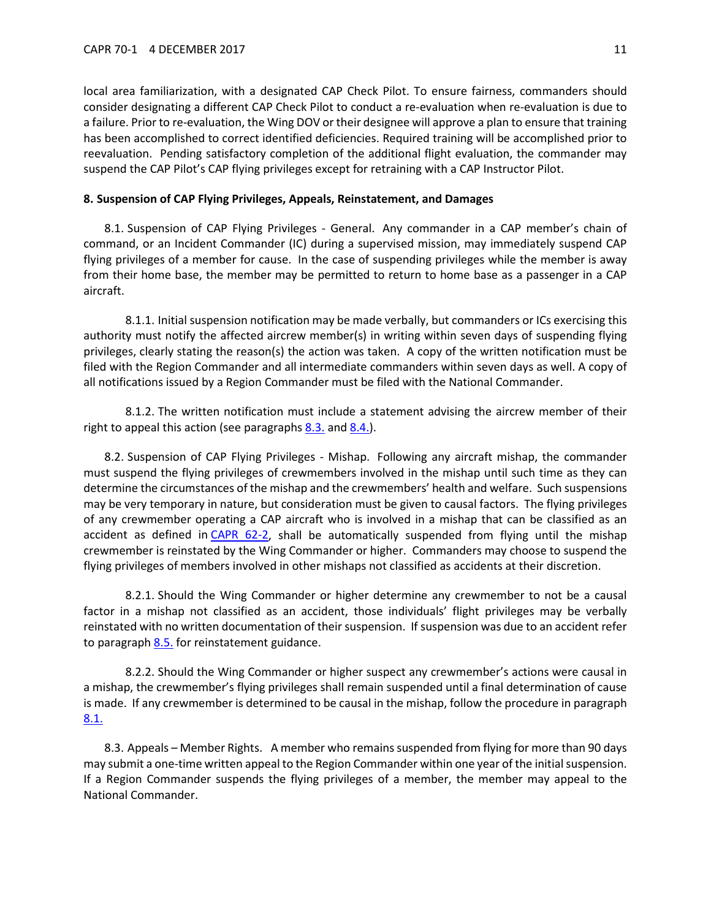local area familiarization, with a designated CAP Check Pilot. To ensure fairness, commanders should consider designating a different CAP Check Pilot to conduct a re-evaluation when re-evaluation is due to a failure. Prior to re-evaluation, the Wing DOV or their designee will approve a plan to ensure that training has been accomplished to correct identified deficiencies. Required training will be accomplished prior to reevaluation. Pending satisfactory completion of the additional flight evaluation, the commander may suspend the CAP Pilot's CAP flying privileges except for retraining with a CAP Instructor Pilot.

**8. Suspension of CAP Flying Privileges, Appeals, Reinstatement, and Damages**

8.1. Suspension of CAP Flying Privileges - General. Any commander in a CAP member's chain of command, or an Incident Commander (IC) during a supervised mission, may immediately suspend CAP flying privileges of a member for cause. In the case of suspending privileges while the member is away from their home base, the member may be permitted to return to home base as a passenger in a CAP aircraft.

8.1.1. Initial suspension notification may be made verbally, but commanders or ICs exercising this authority must notify the affected aircrew member(s) in writing within seven days of suspending flying privileges, clearly stating the reason(s) the action was taken. A copy of the written notification must be filed with the Region Commander and all intermediate commanders within seven days as well. A copy of all notifications issued by a Region Commander must be filed with the National Commander.

8.1.2. The written notification must include a statement advising the aircrew member of their right to appeal this action (see paragraphs 8.3. and 8.4.).

8.2. Suspension of CAP Flying Privileges - Mishap. Following any aircraft mishap, the commander must suspend the flying privileges of crewmembers involved in the mishap until such time as they can determine the circumstances of the mishap and the crewmembers' health and welfare. Such suspensions may be very temporary in nature, but consideration must be given to causal factors. The flying privileges of any crewmember operating a CAP aircraft who is involved in a mishap that can be classified as an accident as defined in CAPR 62-2, shall be automatically suspended from flying until the mishap crewmember is reinstated by the Wing Commander or higher. Commanders may choose to suspend the flying privileges of members involved in other mishaps not classified as accidents at their discretion.

8.2.1. Should the Wing Commander or higher determine any crewmember to not be a causal factor in a mishap not classified as an accident, those individuals' flight privileges may be verbally reinstated with no written documentation of their suspension. If suspension was due to an accident refer to paragraph 8.5. for reinstatement guidance.

8.2.2. Should the Wing Commander or higher suspect any crewmember's actions were causal in a mishap, the crewmember's flying privileges shall remain suspended until a final determination of cause is made. If any crewmember is determined to be causal in the mishap, follow the procedure in paragraph 8.1.

8.3. Appeals – Member Rights. A member who remains suspended from flying for more than 90 days may submit a one-time written appeal to the Region Commander within one year of the initial suspension. If a Region Commander suspends the flying privileges of a member, the member may appeal to the National Commander.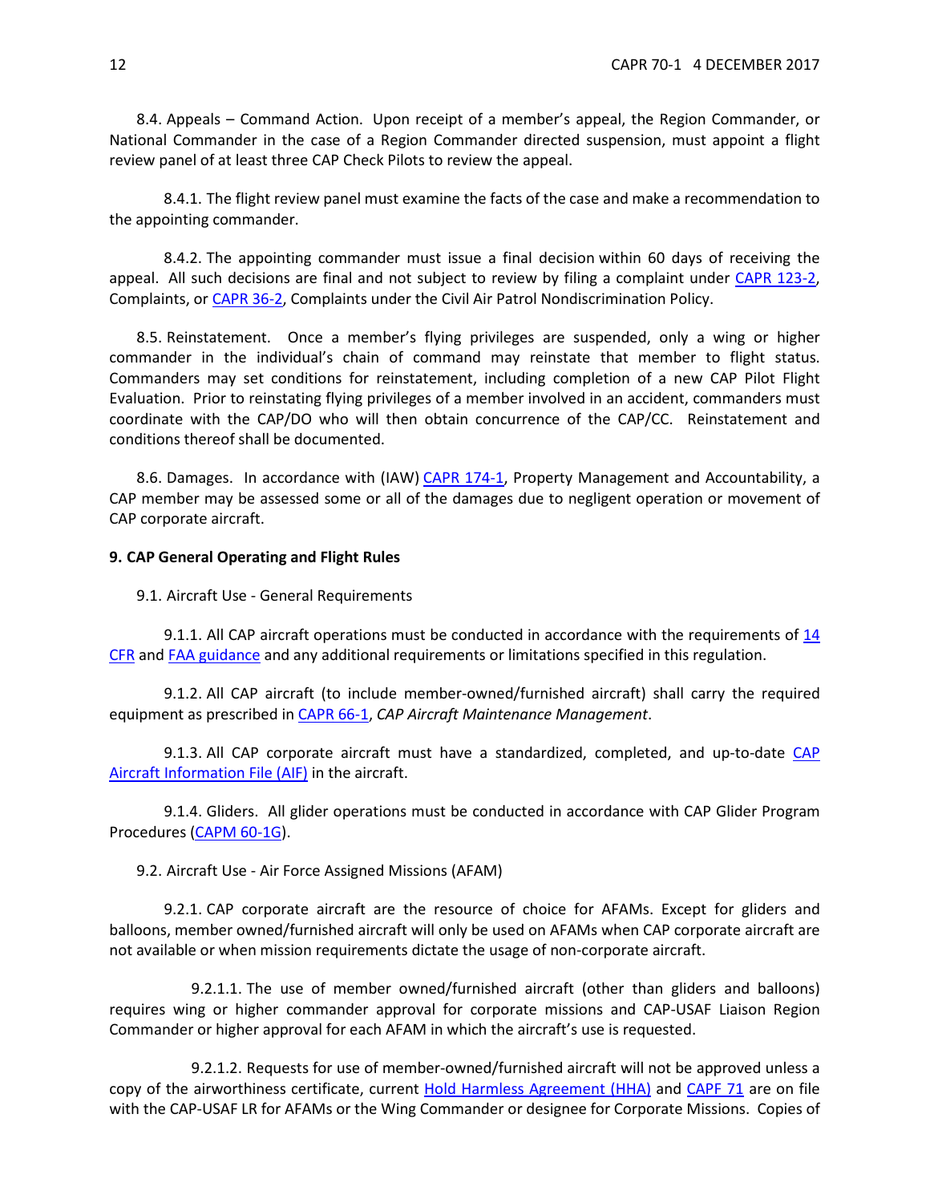8.4. Appeals – Command Action. Upon receipt of a member's appeal, the Region Commander, or National Commander in the case of a Region Commander directed suspension, must appoint a flight review panel of at least three CAP Check Pilots to review the appeal.

8.4.1. The flight review panel must examine the facts of the case and make a recommendation to the appointing commander.

8.4.2. The appointing commander must issue a final decision within 60 days of receiving the appeal. All such decisions are final and not subject to review by filing a complaint under CAPR 123-2, Complaints, or CAPR 36-2, Complaints under the Civil Air Patrol Nondiscrimination Policy.

8.5. Reinstatement. Once a member's flying privileges are suspended, only a wing or higher commander in the individual's chain of command may reinstate that member to flight status. Commanders may set conditions for reinstatement, including completion of a new CAP Pilot Flight Evaluation. Prior to reinstating flying privileges of a member involved in an accident, commanders must coordinate with the CAP/DO who will then obtain concurrence of the CAP/CC. Reinstatement and conditions thereof shall be documented.

8.6. Damages. In accordance with (IAW) CAPR 174-1, Property Management and Accountability, a CAP member may be assessed some or all of the damages due to negligent operation or movement of CAP corporate aircraft.

**9. CAP General Operating and Flight Rules**

9.1. Aircraft Use - General Requirements

9.1.1. All CAP aircraft operations must be conducted in accordance with the requirements of 14 CFR and FAA guidance and any additional requirements or limitations specified in this regulation.

9.1.2. All CAP aircraft (to include member-owned/furnished aircraft) shall carry the required equipment as prescribed in CAPR 66-1, *CAP Aircraft Maintenance Management*.

9.1.3. All CAP corporate aircraft must have a standardized, completed, and up-to-date CAP Aircraft Information File (AIF) in the aircraft.

9.1.4. Gliders. All glider operations must be conducted in accordance with CAP Glider Program Procedures (CAPM 60-1G).

9.2. Aircraft Use - Air Force Assigned Missions (AFAM)

9.2.1. CAP corporate aircraft are the resource of choice for AFAMs. Except for gliders and balloons, member owned/furnished aircraft will only be used on AFAMs when CAP corporate aircraft are not available or when mission requirements dictate the usage of non-corporate aircraft.

9.2.1.1. The use of member owned/furnished aircraft (other than gliders and balloons) requires wing or higher commander approval for corporate missions and CAP-USAF Liaison Region Commander or higher approval for each AFAM in which the aircraft's use is requested.

9.2.1.2. Requests for use of member-owned/furnished aircraft will not be approved unless a copy of the airworthiness certificate, current Hold Harmless Agreement (HHA) and CAPF 71 are on file with the CAP-USAF LR for AFAMs or the Wing Commander or designee for Corporate Missions. Copies of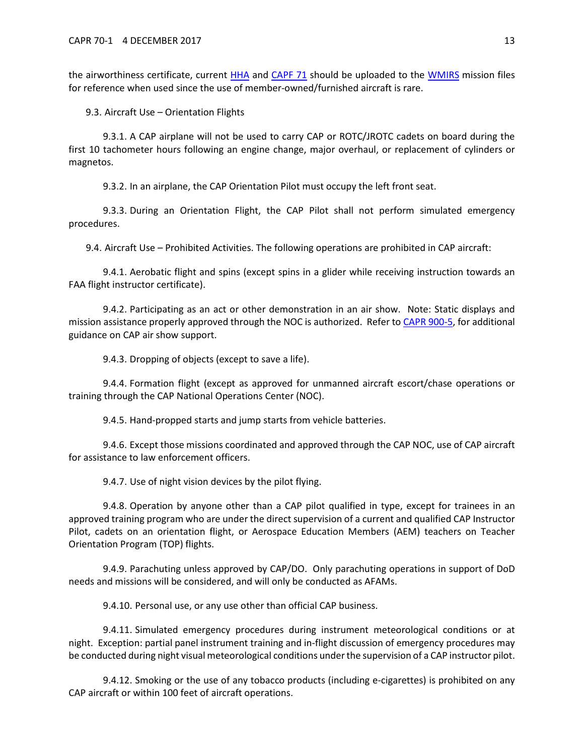the airworthiness certificate, current HHA and CAPF 71 should be uploaded to the WMIRS mission files for reference when used since the use of member-owned/furnished aircraft is rare.

9.3. Aircraft Use – Orientation Flights

9.3.1. A CAP airplane will not be used to carry CAP or ROTC/JROTC cadets on board during the first 10 tachometer hours following an engine change, major overhaul, or replacement of cylinders or magnetos.

9.3.2. In an airplane, the CAP Orientation Pilot must occupy the left front seat.

9.3.3. During an Orientation Flight, the CAP Pilot shall not perform simulated emergency procedures.

9.4. Aircraft Use – Prohibited Activities. The following operations are prohibited in CAP aircraft:

9.4.1. Aerobatic flight and spins (except spins in a glider while receiving instruction towards an FAA flight instructor certificate).

9.4.2. Participating as an act or other demonstration in an air show. Note: Static displays and mission assistance properly approved through the NOC is authorized. Refer to CAPR 900-5, for additional guidance on CAP air show support.

9.4.3. Dropping of objects (except to save a life).

9.4.4. Formation flight (except as approved for unmanned aircraft escort/chase operations or training through the CAP National Operations Center (NOC).

9.4.5. Hand-propped starts and jump starts from vehicle batteries.

9.4.6. Except those missions coordinated and approved through the CAP NOC, use of CAP aircraft for assistance to law enforcement officers.

9.4.7. Use of night vision devices by the pilot flying.

9.4.8. Operation by anyone other than a CAP pilot qualified in type, except for trainees in an approved training program who are under the direct supervision of a current and qualified CAP Instructor Pilot, cadets on an orientation flight, or Aerospace Education Members (AEM) teachers on Teacher Orientation Program (TOP) flights.

9.4.9. Parachuting unless approved by CAP/DO. Only parachuting operations in support of DoD needs and missions will be considered, and will only be conducted as AFAMs.

9.4.10. Personal use, or any use other than official CAP business.

9.4.11. Simulated emergency procedures during instrument meteorological conditions or at night. Exception: partial panel instrument training and in-flight discussion of emergency procedures may be conducted during night visual meteorological conditions under the supervision of a CAP instructor pilot.

9.4.12. Smoking or the use of any tobacco products (including e-cigarettes) is prohibited on any CAP aircraft or within 100 feet of aircraft operations.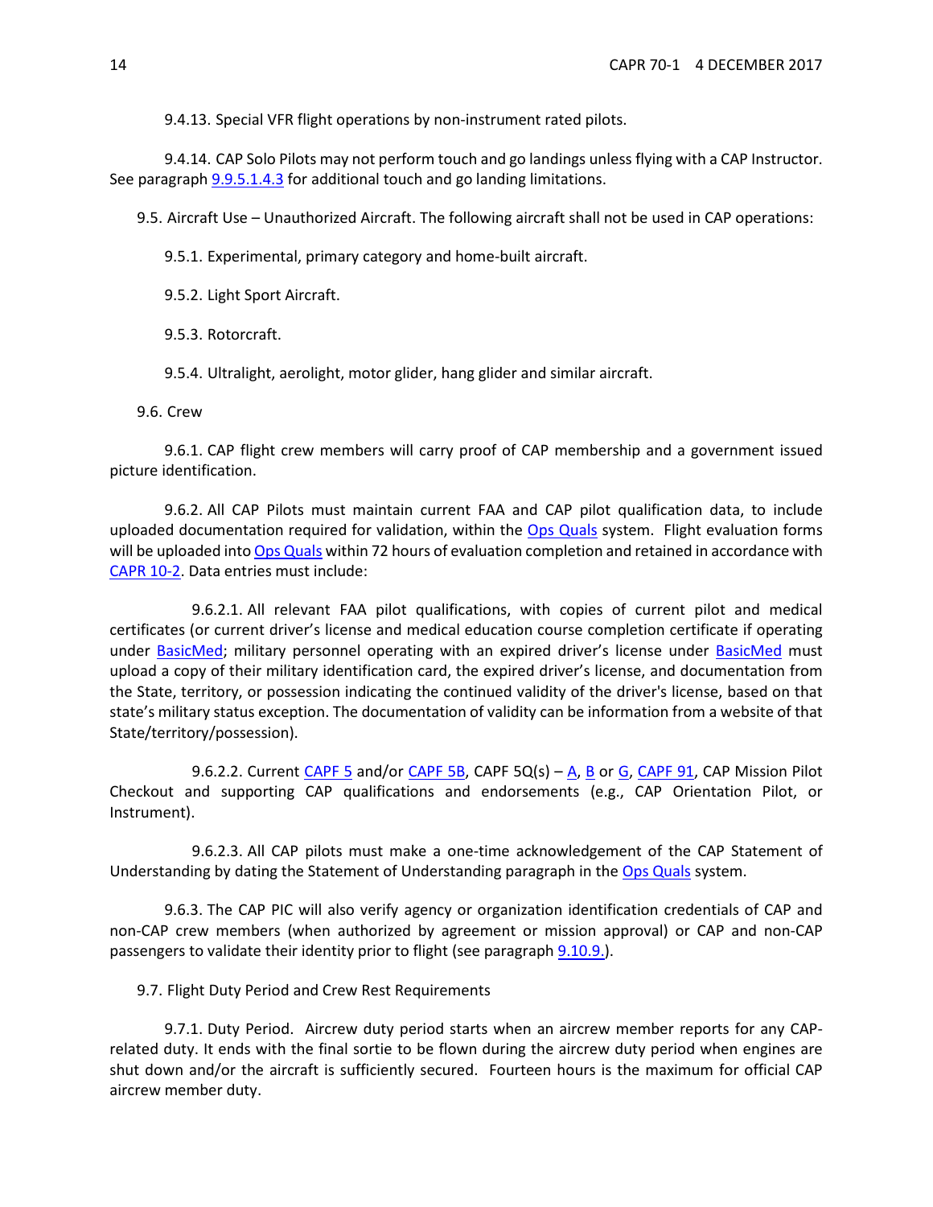9.4.13. Special VFR flight operations by non-instrument rated pilots.

9.4.14. CAP Solo Pilots may not perform touch and go landings unless flying with a CAP Instructor. See paragraph 9.9.5.1.4.3 for additional touch and go landing limitations.

9.5. Aircraft Use – Unauthorized Aircraft. The following aircraft shall not be used in CAP operations:

9.5.1. Experimental, primary category and home-built aircraft.

9.5.2. Light Sport Aircraft.

9.5.3. Rotorcraft.

9.5.4. Ultralight, aerolight, motor glider, hang glider and similar aircraft.

9.6. Crew

9.6.1. CAP flight crew members will carry proof of CAP membership and a government issued picture identification.

9.6.2. All CAP Pilots must maintain current FAA and CAP pilot qualification data, to include uploaded documentation required for validation, within the Ops Quals system. Flight evaluation forms will be uploaded into Ops Quals within 72 hours of evaluation completion and retained in accordance with CAPR 10-2. Data entries must include:

9.6.2.1. All relevant FAA pilot qualifications, with copies of current pilot and medical certificates (or current driver's license and medical education course completion certificate if operating under BasicMed; military personnel operating with an expired driver's license under BasicMed must upload a copy of their military identification card, the expired driver's license, and documentation from the State, territory, or possession indicating the continued validity of the driver's license, based on that state's military status exception. The documentation of validity can be information from a website of that State/territory/possession).

9.6.2.2. Current CAPF 5 and/or CAPF 5B, CAPF 5Q(s) – A, B or G, CAPF 91, CAP Mission Pilot Checkout and supporting CAP qualifications and endorsements (e.g., CAP Orientation Pilot, or Instrument).

9.6.2.3. All CAP pilots must make a one-time acknowledgement of the CAP Statement of Understanding by dating the Statement of Understanding paragraph in the Ops Quals system.

9.6.3. The CAP PIC will also verify agency or organization identification credentials of CAP and non-CAP crew members (when authorized by agreement or mission approval) or CAP and non-CAP passengers to validate their identity prior to flight (see paragraph 9.10.9.).

9.7. Flight Duty Period and Crew Rest Requirements

9.7.1. Duty Period. Aircrew duty period starts when an aircrew member reports for any CAP-related duty. It ends with the final sortie to be flown during the aircrew duty period when engines are shut down and/or the aircraft is sufficiently secured. Fourteen hours is the maximum for official CAP aircrew member duty.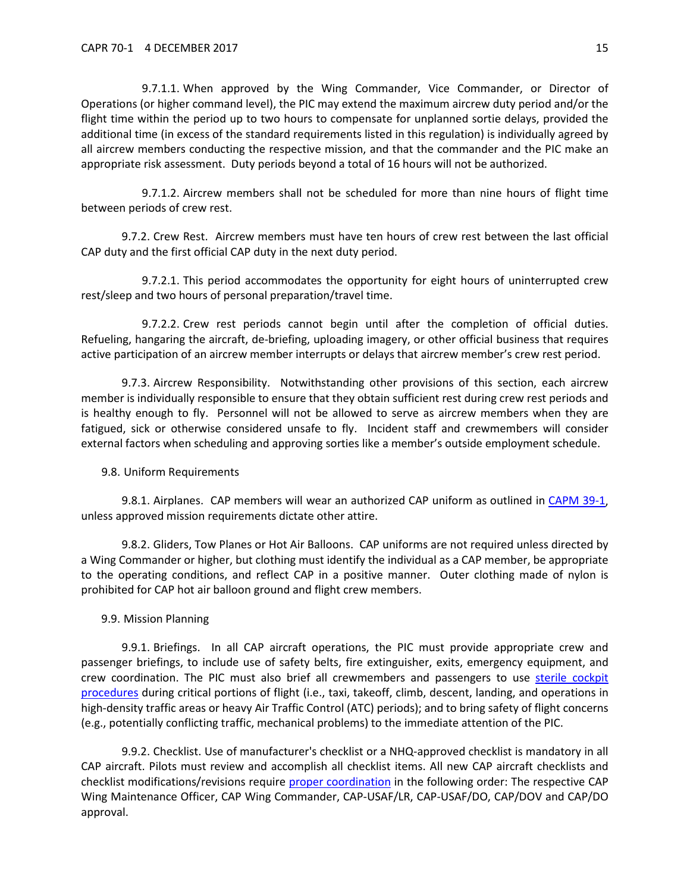9.7.1.1. When approved by the Wing Commander, Vice Commander, or Director of Operations (or higher command level), the PIC may extend the maximum aircrew duty period and/or the flight time within the period up to two hours to compensate for unplanned sortie delays, provided the additional time (in excess of the standard requirements listed in this regulation) is individually agreed by all aircrew members conducting the respective mission, and that the commander and the PIC make an appropriate risk assessment. Duty periods beyond a total of 16 hours will not be authorized.

9.7.1.2. Aircrew members shall not be scheduled for more than nine hours of flight time between periods of crew rest.

9.7.2. Crew Rest. Aircrew members must have ten hours of crew rest between the last official CAP duty and the first official CAP duty in the next duty period.

9.7.2.1. This period accommodates the opportunity for eight hours of uninterrupted crew rest/sleep and two hours of personal preparation/travel time.

9.7.2.2. Crew rest periods cannot begin until after the completion of official duties. Refueling, hangaring the aircraft, de-briefing, uploading imagery, or other official business that requires active participation of an aircrew member interrupts or delays that aircrew member's crew rest period.

9.7.3. Aircrew Responsibility. Notwithstanding other provisions of this section, each aircrew member is individually responsible to ensure that they obtain sufficient rest during crew rest periods and is healthy enough to fly. Personnel will not be allowed to serve as aircrew members when they are fatigued, sick or otherwise considered unsafe to fly. Incident staff and crewmembers will consider external factors when scheduling and approving sorties like a member's outside employment schedule.

9.8. Uniform Requirements

9.8.1. Airplanes. CAP members will wear an authorized CAP uniform as outlined in CAPM 39-1, unless approved mission requirements dictate other attire.

9.8.2. Gliders, Tow Planes or Hot Air Balloons. CAP uniforms are not required unless directed by a Wing Commander or higher, but clothing must identify the individual as a CAP member, be appropriate to the operating conditions, and reflect CAP in a positive manner. Outer clothing made of nylon is prohibited for CAP hot air balloon ground and flight crew members.

9.9. Mission Planning

9.9.1. Briefings. In all CAP aircraft operations, the PIC must provide appropriate crew and passenger briefings, to include use of safety belts, fire extinguisher, exits, emergency equipment, and crew coordination. The PIC must also brief all crewmembers and passengers to use sterile cockpit procedures during critical portions of flight (i.e., taxi, takeoff, climb, descent, landing, and operations in high-density traffic areas or heavy Air Traffic Control (ATC) periods); and to bring safety of flight concerns (e.g., potentially conflicting traffic, mechanical problems) to the immediate attention of the PIC.

9.9.2. Checklist. Use of manufacturer's checklist or a NHQ-approved checklist is mandatory in all CAP aircraft. Pilots must review and accomplish all checklist items. All new CAP aircraft checklists and checklist modifications/revisions require proper coordination in the following order: The respective CAP Wing Maintenance Officer, CAP Wing Commander, CAP-USAF/LR, CAP-USAF/DO, CAP/DOV and CAP/DO approval.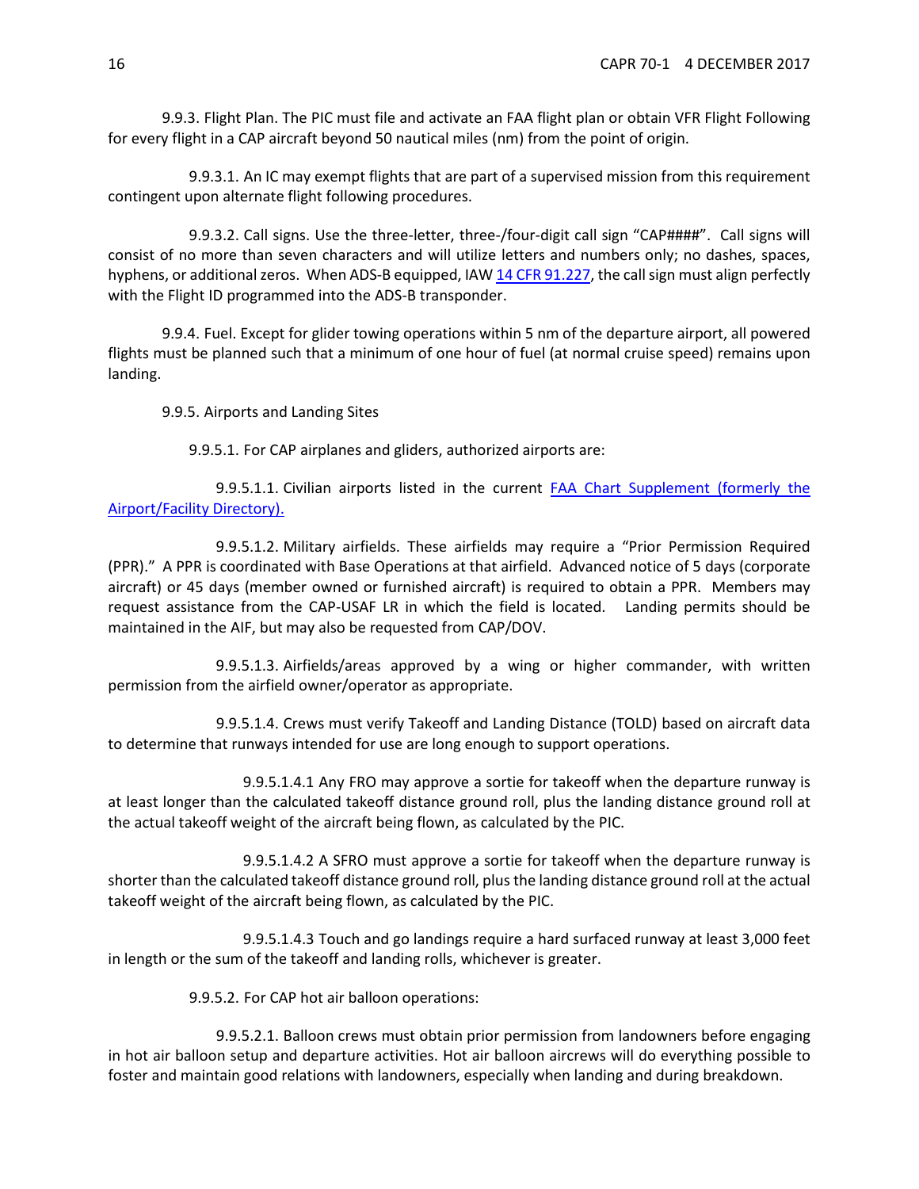9.9.3. Flight Plan. The PIC must file and activate an FAA flight plan or obtain VFR Flight Following for every flight in a CAP aircraft beyond 50 nautical miles (nm) from the point of origin.

9.9.3.1. An IC may exempt flights that are part of a supervised mission from this requirement contingent upon alternate flight following procedures.

9.9.3.2. Call signs. Use the three-letter, three-/four-digit call sign "CAP####". Call signs will consist of no more than seven characters and will utilize letters and numbers only; no dashes, spaces, hyphens, or additional zeros. When ADS-B equipped, IAW [14 CFR 91.227](), the call sign must align perfectly with the Flight ID programmed into the ADS-B transponder.

9.9.4. Fuel. Except for glider towing operations within 5 nm of the departure airport, all powered flights must be planned such that a minimum of one hour of fuel (at normal cruise speed) remains upon landing.

9.9.5. Airports and Landing Sites

9.9.5.1. For CAP airplanes and gliders, authorized airports are:

9.9.5.1.1. Civilian airports listed in the current [FAA Chart Supplement (formerly the Airport/Facility Directory).]()

9.9.5.1.2. Military airfields. These airfields may require a "Prior Permission Required (PPR)." A PPR is coordinated with Base Operations at that airfield. Advanced notice of 5 days (corporate aircraft) or 45 days (member owned or furnished aircraft) is required to obtain a PPR. Members may request assistance from the CAP-USAF LR in which the field is located. Landing permits should be maintained in the AIF, but may also be requested from CAP/DOV.

9.9.5.1.3. Airfields/areas approved by a wing or higher commander, with written permission from the airfield owner/operator as appropriate.

9.9.5.1.4. Crews must verify Takeoff and Landing Distance (TOLD) based on aircraft data to determine that runways intended for use are long enough to support operations.

9.9.5.1.4.1 Any FRO may approve a sortie for takeoff when the departure runway is at least longer than the calculated takeoff distance ground roll, plus the landing distance ground roll at the actual takeoff weight of the aircraft being flown, as calculated by the PIC.

9.9.5.1.4.2 A SFRO must approve a sortie for takeoff when the departure runway is shorter than the calculated takeoff distance ground roll, plus the landing distance ground roll at the actual takeoff weight of the aircraft being flown, as calculated by the PIC.

9.9.5.1.4.3 Touch and go landings require a hard surfaced runway at least 3,000 feet in length or the sum of the takeoff and landing rolls, whichever is greater.

9.9.5.2. For CAP hot air balloon operations:

9.9.5.2.1. Balloon crews must obtain prior permission from landowners before engaging in hot air balloon setup and departure activities. Hot air balloon aircrews will do everything possible to foster and maintain good relations with landowners, especially when landing and during breakdown.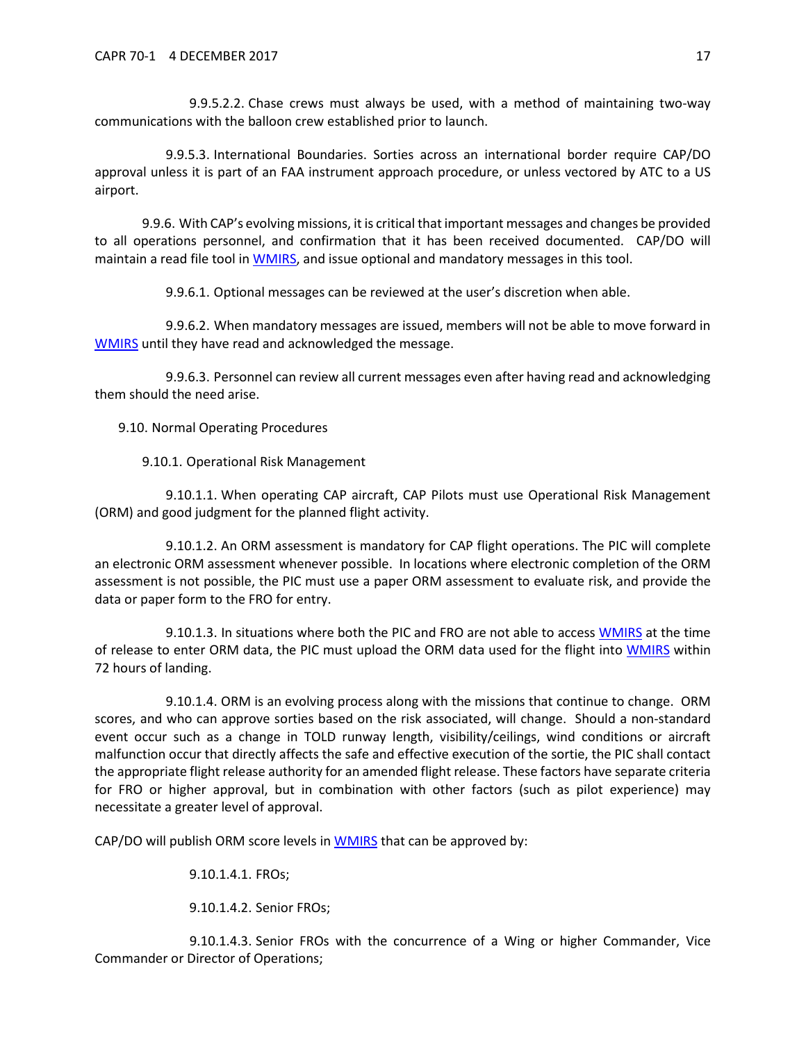9.9.5.2.2. Chase crews must always be used, with a method of maintaining two-way communications with the balloon crew established prior to launch.

9.9.5.3. International Boundaries. Sorties across an international border require CAP/DO approval unless it is part of an FAA instrument approach procedure, or unless vectored by ATC to a US airport.

9.9.6. With CAP's evolving missions, it is critical that important messages and changes be provided to all operations personnel, and confirmation that it has been received documented. CAP/DO will maintain a read file tool in WMIRS, and issue optional and mandatory messages in this tool.

9.9.6.1. Optional messages can be reviewed at the user's discretion when able.

9.9.6.2. When mandatory messages are issued, members will not be able to move forward in WMIRS until they have read and acknowledged the message.

9.9.6.3. Personnel can review all current messages even after having read and acknowledging them should the need arise.

9.10. Normal Operating Procedures

9.10.1. Operational Risk Management

9.10.1.1. When operating CAP aircraft, CAP Pilots must use Operational Risk Management (ORM) and good judgment for the planned flight activity.

9.10.1.2. An ORM assessment is mandatory for CAP flight operations. The PIC will complete an electronic ORM assessment whenever possible. In locations where electronic completion of the ORM assessment is not possible, the PIC must use a paper ORM assessment to evaluate risk, and provide the data or paper form to the FRO for entry.

9.10.1.3. In situations where both the PIC and FRO are not able to access WMIRS at the time of release to enter ORM data, the PIC must upload the ORM data used for the flight into WMIRS within 72 hours of landing.

9.10.1.4. ORM is an evolving process along with the missions that continue to change. ORM scores, and who can approve sorties based on the risk associated, will change. Should a non-standard event occur such as a change in TOLD runway length, visibility/ceilings, wind conditions or aircraft malfunction occur that directly affects the safe and effective execution of the sortie, the PIC shall contact the appropriate flight release authority for an amended flight release. These factors have separate criteria for FRO or higher approval, but in combination with other factors (such as pilot experience) may necessitate a greater level of approval.

CAP/DO will publish ORM score levels in WMIRS that can be approved by:

9.10.1.4.1. FROs;

9.10.1.4.2. Senior FROs;

9.10.1.4.3. Senior FROs with the concurrence of a Wing or higher Commander, Vice Commander or Director of Operations;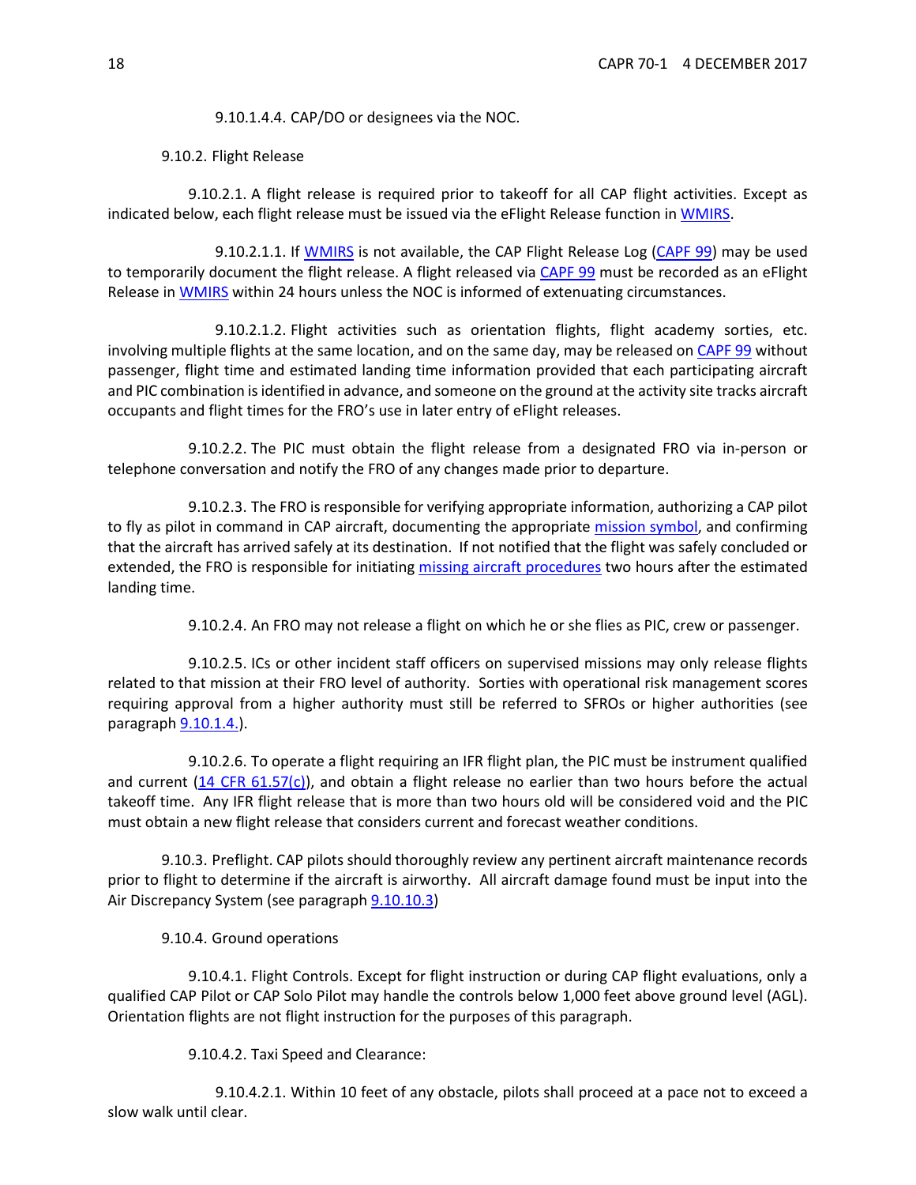9.10.1.4.4. CAP/DO or designees via the NOC.

9.10.2. Flight Release

9.10.2.1. A flight release is required prior to takeoff for all CAP flight activities. Except as indicated below, each flight release must be issued via the eFlight Release function in WMIRS.

9.10.2.1.1. If WMIRS is not available, the CAP Flight Release Log (CAPF 99) may be used to temporarily document the flight release. A flight released via CAPF 99 must be recorded as an eFlight Release in WMIRS within 24 hours unless the NOC is informed of extenuating circumstances.

9.10.2.1.2. Flight activities such as orientation flights, flight academy sorties, etc. involving multiple flights at the same location, and on the same day, may be released on CAPF 99 without passenger, flight time and estimated landing time information provided that each participating aircraft and PIC combination is identified in advance, and someone on the ground at the activity site tracks aircraft occupants and flight times for the FRO's use in later entry of eFlight releases.

9.10.2.2. The PIC must obtain the flight release from a designated FRO via in-person or telephone conversation and notify the FRO of any changes made prior to departure.

9.10.2.3. The FRO is responsible for verifying appropriate information, authorizing a CAP pilot to fly as pilot in command in CAP aircraft, documenting the appropriate mission symbol, and confirming that the aircraft has arrived safely at its destination. If not notified that the flight was safely concluded or extended, the FRO is responsible for initiating missing aircraft procedures two hours after the estimated landing time.

9.10.2.4. An FRO may not release a flight on which he or she flies as PIC, crew or passenger.

9.10.2.5. ICs or other incident staff officers on supervised missions may only release flights related to that mission at their FRO level of authority. Sorties with operational risk management scores requiring approval from a higher authority must still be referred to SFROs or higher authorities (see paragraph 9.10.1.4.).

9.10.2.6. To operate a flight requiring an IFR flight plan, the PIC must be instrument qualified and current (14 CFR 61.57(c)), and obtain a flight release no earlier than two hours before the actual takeoff time. Any IFR flight release that is more than two hours old will be considered void and the PIC must obtain a new flight release that considers current and forecast weather conditions.

9.10.3. Preflight. CAP pilots should thoroughly review any pertinent aircraft maintenance records prior to flight to determine if the aircraft is airworthy. All aircraft damage found must be input into the Air Discrepancy System (see paragraph 9.10.10.3)

9.10.4. Ground operations

9.10.4.1. Flight Controls. Except for flight instruction or during CAP flight evaluations, only a qualified CAP Pilot or CAP Solo Pilot may handle the controls below 1,000 feet above ground level (AGL). Orientation flights are not flight instruction for the purposes of this paragraph.

9.10.4.2. Taxi Speed and Clearance:

9.10.4.2.1. Within 10 feet of any obstacle, pilots shall proceed at a pace not to exceed a slow walk until clear.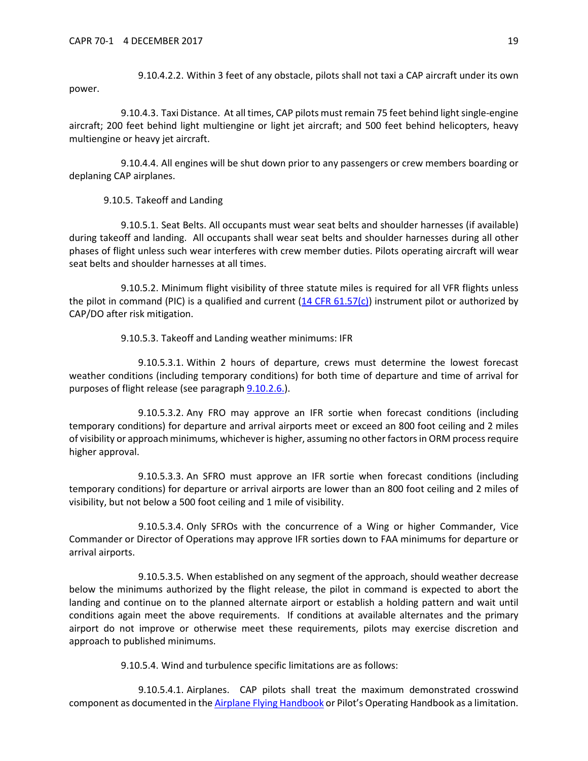9.10.4.2.2. Within 3 feet of any obstacle, pilots shall not taxi a CAP aircraft under its own power.

9.10.4.3. Taxi Distance. At all times, CAP pilots must remain 75 feet behind light single-engine aircraft; 200 feet behind light multiengine or light jet aircraft; and 500 feet behind helicopters, heavy multiengine or heavy jet aircraft.

9.10.4.4. All engines will be shut down prior to any passengers or crew members boarding or deplaning CAP airplanes.

9.10.5. Takeoff and Landing

9.10.5.1. Seat Belts. All occupants must wear seat belts and shoulder harnesses (if available) during takeoff and landing. All occupants shall wear seat belts and shoulder harnesses during all other phases of flight unless such wear interferes with crew member duties. Pilots operating aircraft will wear seat belts and shoulder harnesses at all times.

9.10.5.2. Minimum flight visibility of three statute miles is required for all VFR flights unless the pilot in command (PIC) is a qualified and current (14 CFR 61.57(c)) instrument pilot or authorized by CAP/DO after risk mitigation.

9.10.5.3. Takeoff and Landing weather minimums: IFR

9.10.5.3.1. Within 2 hours of departure, crews must determine the lowest forecast weather conditions (including temporary conditions) for both time of departure and time of arrival for purposes of flight release (see paragraph 9.10.2.6.).

9.10.5.3.2. Any FRO may approve an IFR sortie when forecast conditions (including temporary conditions) for departure and arrival airports meet or exceed an 800 foot ceiling and 2 miles of visibility or approach minimums, whichever is higher, assuming no other factors in ORM process require higher approval.

9.10.5.3.3. An SFRO must approve an IFR sortie when forecast conditions (including temporary conditions) for departure or arrival airports are lower than an 800 foot ceiling and 2 miles of visibility, but not below a 500 foot ceiling and 1 mile of visibility.

9.10.5.3.4. Only SFROs with the concurrence of a Wing or higher Commander, Vice Commander or Director of Operations may approve IFR sorties down to FAA minimums for departure or arrival airports.

9.10.5.3.5. When established on any segment of the approach, should weather decrease below the minimums authorized by the flight release, the pilot in command is expected to abort the landing and continue on to the planned alternate airport or establish a holding pattern and wait until conditions again meet the above requirements. If conditions at available alternates and the primary airport do not improve or otherwise meet these requirements, pilots may exercise discretion and approach to published minimums.

9.10.5.4. Wind and turbulence specific limitations are as follows:

9.10.5.4.1. Airplanes. CAP pilots shall treat the maximum demonstrated crosswind component as documented in the Airplane Flying Handbook or Pilot's Operating Handbook as a limitation.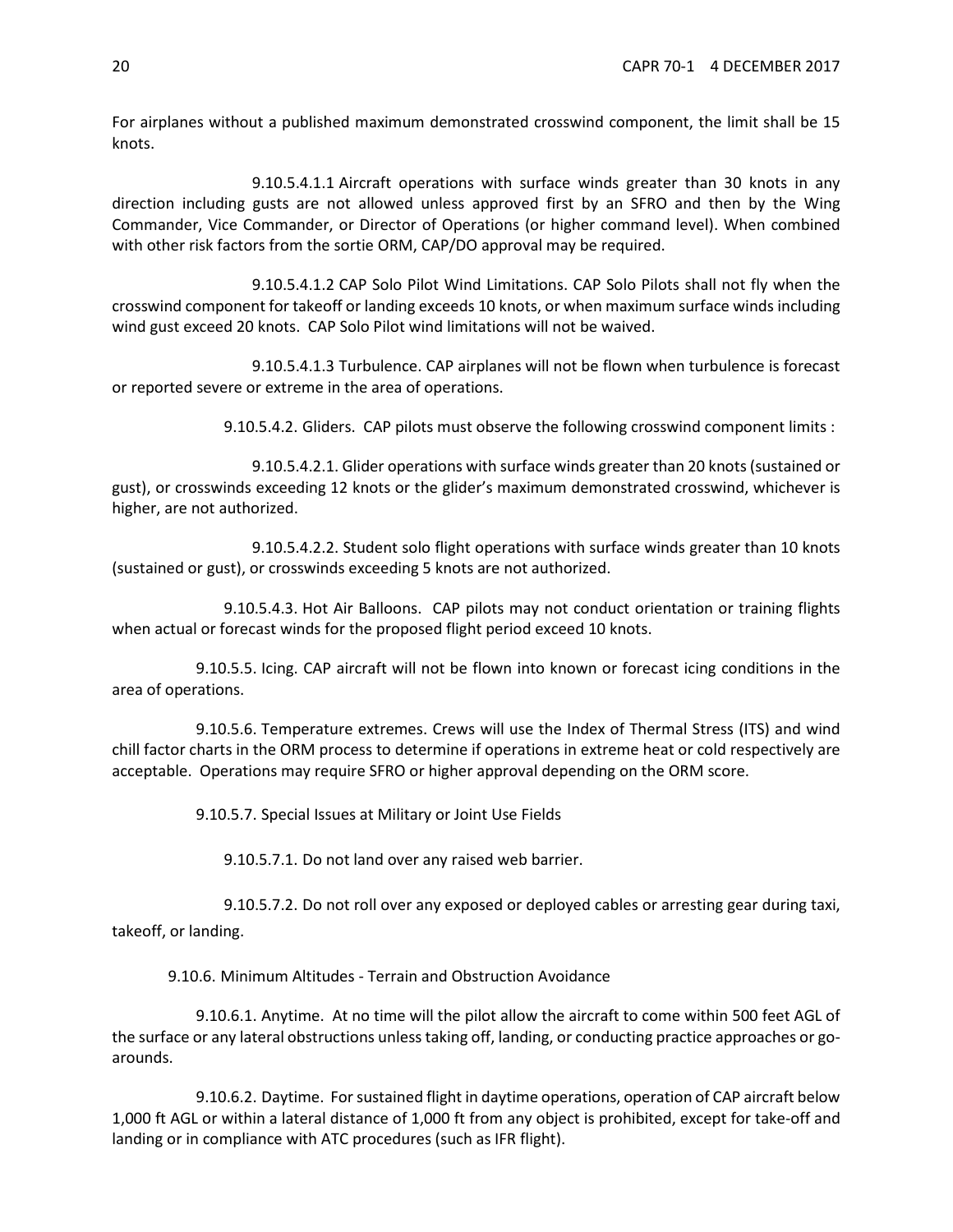For airplanes without a published maximum demonstrated crosswind component, the limit shall be 15 knots.

9.10.5.4.1.1 Aircraft operations with surface winds greater than 30 knots in any direction including gusts are not allowed unless approved first by an SFRO and then by the Wing Commander, Vice Commander, or Director of Operations (or higher command level). When combined with other risk factors from the sortie ORM, CAP/DO approval may be required.

9.10.5.4.1.2 CAP Solo Pilot Wind Limitations. CAP Solo Pilots shall not fly when the crosswind component for takeoff or landing exceeds 10 knots, or when maximum surface winds including wind gust exceed 20 knots. CAP Solo Pilot wind limitations will not be waived.

9.10.5.4.1.3 Turbulence. CAP airplanes will not be flown when turbulence is forecast or reported severe or extreme in the area of operations.

9.10.5.4.2. Gliders. CAP pilots must observe the following crosswind component limits :

9.10.5.4.2.1. Glider operations with surface winds greater than 20 knots (sustained or gust), or crosswinds exceeding 12 knots or the glider's maximum demonstrated crosswind, whichever is higher, are not authorized.

9.10.5.4.2.2. Student solo flight operations with surface winds greater than 10 knots (sustained or gust), or crosswinds exceeding 5 knots are not authorized.

9.10.5.4.3. Hot Air Balloons. CAP pilots may not conduct orientation or training flights when actual or forecast winds for the proposed flight period exceed 10 knots.

9.10.5.5. Icing. CAP aircraft will not be flown into known or forecast icing conditions in the area of operations.

9.10.5.6. Temperature extremes. Crews will use the Index of Thermal Stress (ITS) and wind chill factor charts in the ORM process to determine if operations in extreme heat or cold respectively are acceptable. Operations may require SFRO or higher approval depending on the ORM score.

9.10.5.7. Special Issues at Military or Joint Use Fields

9.10.5.7.1. Do not land over any raised web barrier.

9.10.5.7.2. Do not roll over any exposed or deployed cables or arresting gear during taxi, takeoff, or landing.

9.10.6. Minimum Altitudes - Terrain and Obstruction Avoidance

9.10.6.1. Anytime. At no time will the pilot allow the aircraft to come within 500 feet AGL of the surface or any lateral obstructions unless taking off, landing, or conducting practice approaches or go-arounds.

9.10.6.2. Daytime. For sustained flight in daytime operations, operation of CAP aircraft below 1,000 ft AGL or within a lateral distance of 1,000 ft from any object is prohibited, except for take-off and landing or in compliance with ATC procedures (such as IFR flight).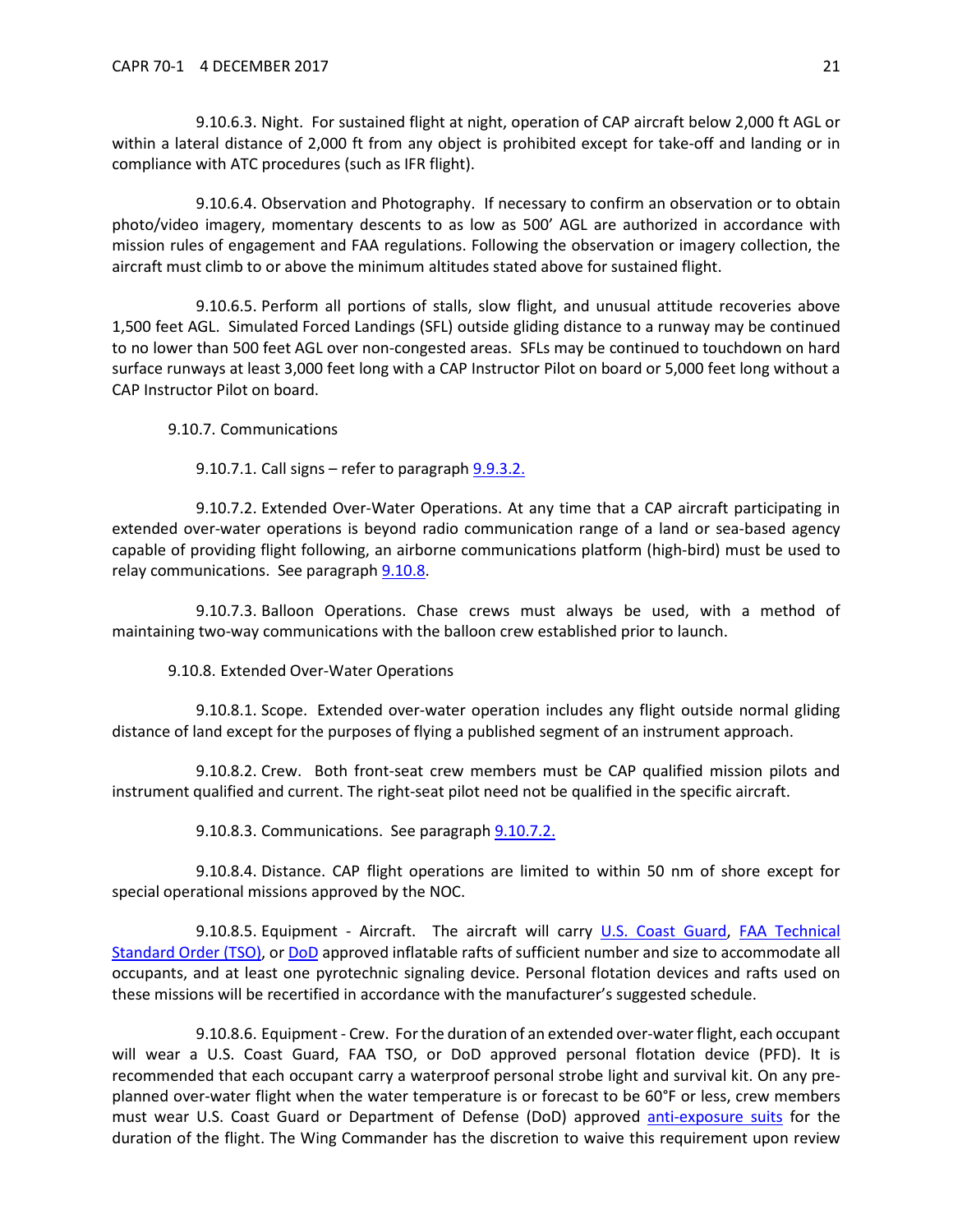9.10.6.3. Night. For sustained flight at night, operation of CAP aircraft below 2,000 ft AGL or within a lateral distance of 2,000 ft from any object is prohibited except for take-off and landing or in compliance with ATC procedures (such as IFR flight).

9.10.6.4. Observation and Photography. If necessary to confirm an observation or to obtain photo/video imagery, momentary descents to as low as 500' AGL are authorized in accordance with mission rules of engagement and FAA regulations. Following the observation or imagery collection, the aircraft must climb to or above the minimum altitudes stated above for sustained flight.

9.10.6.5. Perform all portions of stalls, slow flight, and unusual attitude recoveries above 1,500 feet AGL. Simulated Forced Landings (SFL) outside gliding distance to a runway may be continued to no lower than 500 feet AGL over non-congested areas. SFLs may be continued to touchdown on hard surface runways at least 3,000 feet long with a CAP Instructor Pilot on board or 5,000 feet long without a CAP Instructor Pilot on board.

9.10.7. Communications

9.10.7.1. Call signs – refer to paragraph 9.9.3.2.

9.10.7.2. Extended Over-Water Operations. At any time that a CAP aircraft participating in extended over-water operations is beyond radio communication range of a land or sea-based agency capable of providing flight following, an airborne communications platform (high-bird) must be used to relay communications. See paragraph 9.10.8.

9.10.7.3. Balloon Operations. Chase crews must always be used, with a method of maintaining two-way communications with the balloon crew established prior to launch.

9.10.8. Extended Over-Water Operations

9.10.8.1. Scope. Extended over-water operation includes any flight outside normal gliding distance of land except for the purposes of flying a published segment of an instrument approach.

9.10.8.2. Crew. Both front-seat crew members must be CAP qualified mission pilots and instrument qualified and current. The right-seat pilot need not be qualified in the specific aircraft.

9.10.8.3. Communications. See paragraph 9.10.7.2.

9.10.8.4. Distance. CAP flight operations are limited to within 50 nm of shore except for special operational missions approved by the NOC.

9.10.8.5. Equipment - Aircraft. The aircraft will carry U.S. Coast Guard, FAA Technical Standard Order (TSO), or DoD approved inflatable rafts of sufficient number and size to accommodate all occupants, and at least one pyrotechnic signaling device. Personal flotation devices and rafts used on these missions will be recertified in accordance with the manufacturer's suggested schedule.

9.10.8.6. Equipment - Crew. For the duration of an extended over-water flight, each occupant will wear a U.S. Coast Guard, FAA TSO, or DoD approved personal flotation device (PFD). It is recommended that each occupant carry a waterproof personal strobe light and survival kit. On any pre-planned over-water flight when the water temperature is or forecast to be 60°F or less, crew members must wear U.S. Coast Guard or Department of Defense (DoD) approved anti-exposure suits for the duration of the flight. The Wing Commander has the discretion to waive this requirement upon review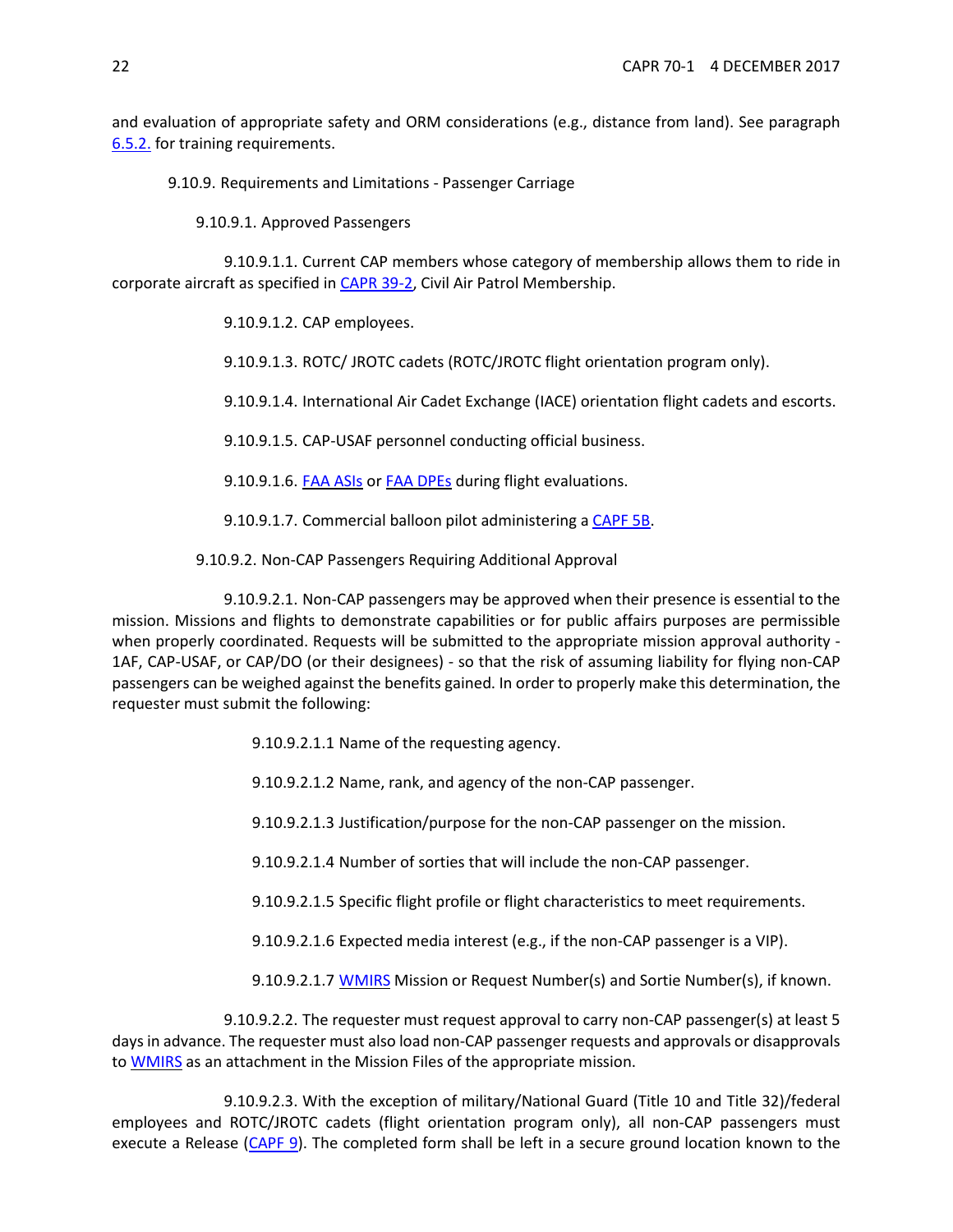and evaluation of appropriate safety and ORM considerations (e.g., distance from land). See paragraph 6.5.2. for training requirements.

9.10.9. Requirements and Limitations - Passenger Carriage

9.10.9.1. Approved Passengers

9.10.9.1.1. Current CAP members whose category of membership allows them to ride in corporate aircraft as specified in CAPR 39-2, Civil Air Patrol Membership.

9.10.9.1.2. CAP employees.

9.10.9.1.3. ROTC/ JROTC cadets (ROTC/JROTC flight orientation program only).

9.10.9.1.4. International Air Cadet Exchange (IACE) orientation flight cadets and escorts.

9.10.9.1.5. CAP-USAF personnel conducting official business.

9.10.9.1.6. FAA ASIs or FAA DPEs during flight evaluations.

9.10.9.1.7. Commercial balloon pilot administering a CAPF 5B.

9.10.9.2. Non-CAP Passengers Requiring Additional Approval

9.10.9.2.1. Non-CAP passengers may be approved when their presence is essential to the mission. Missions and flights to demonstrate capabilities or for public affairs purposes are permissible when properly coordinated. Requests will be submitted to the appropriate mission approval authority - 1AF, CAP-USAF, or CAP/DO (or their designees) - so that the risk of assuming liability for flying non-CAP passengers can be weighed against the benefits gained. In order to properly make this determination, the requester must submit the following:

9.10.9.2.1.1 Name of the requesting agency.

9.10.9.2.1.2 Name, rank, and agency of the non-CAP passenger.

9.10.9.2.1.3 Justification/purpose for the non-CAP passenger on the mission.

9.10.9.2.1.4 Number of sorties that will include the non-CAP passenger.

9.10.9.2.1.5 Specific flight profile or flight characteristics to meet requirements.

9.10.9.2.1.6 Expected media interest (e.g., if the non-CAP passenger is a VIP).

9.10.9.2.1.7 WMIRS Mission or Request Number(s) and Sortie Number(s), if known.

9.10.9.2.2. The requester must request approval to carry non-CAP passenger(s) at least 5 days in advance. The requester must also load non-CAP passenger requests and approvals or disapprovals to WMIRS as an attachment in the Mission Files of the appropriate mission.

9.10.9.2.3. With the exception of military/National Guard (Title 10 and Title 32)/federal employees and ROTC/JROTC cadets (flight orientation program only), all non-CAP passengers must execute a Release (CAPF 9). The completed form shall be left in a secure ground location known to the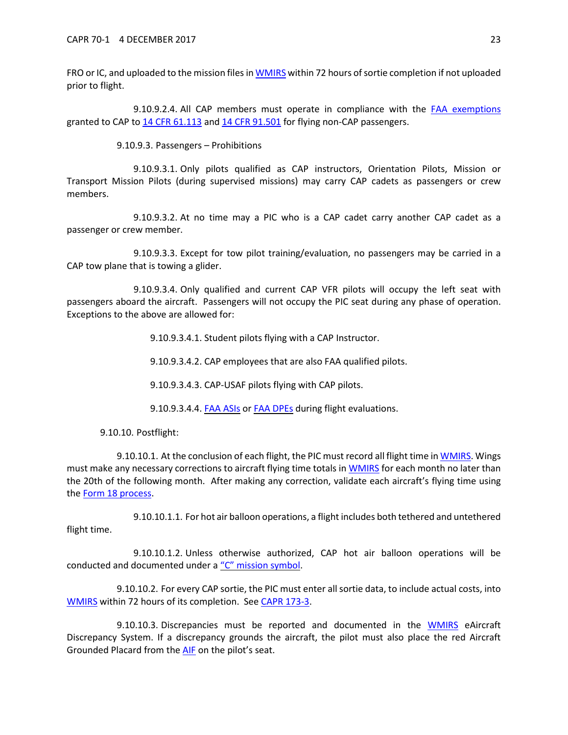FRO or IC, and uploaded to the mission files in WMIRS within 72 hours of sortie completion if not uploaded prior to flight.

9.10.9.2.4. All CAP members must operate in compliance with the FAA exemptions granted to CAP to 14 CFR 61.113 and 14 CFR 91.501 for flying non-CAP passengers.

9.10.9.3. Passengers – Prohibitions

9.10.9.3.1. Only pilots qualified as CAP instructors, Orientation Pilots, Mission or Transport Mission Pilots (during supervised missions) may carry CAP cadets as passengers or crew members.

9.10.9.3.2. At no time may a PIC who is a CAP cadet carry another CAP cadet as a passenger or crew member.

9.10.9.3.3. Except for tow pilot training/evaluation, no passengers may be carried in a CAP tow plane that is towing a glider.

9.10.9.3.4. Only qualified and current CAP VFR pilots will occupy the left seat with passengers aboard the aircraft. Passengers will not occupy the PIC seat during any phase of operation. Exceptions to the above are allowed for:

9.10.9.3.4.1. Student pilots flying with a CAP Instructor.

9.10.9.3.4.2. CAP employees that are also FAA qualified pilots.

9.10.9.3.4.3. CAP-USAF pilots flying with CAP pilots.

9.10.9.3.4.4. FAA ASIs or FAA DPEs during flight evaluations.

9.10.10. Postflight:

9.10.10.1. At the conclusion of each flight, the PIC must record all flight time in WMIRS. Wings must make any necessary corrections to aircraft flying time totals in WMIRS for each month no later than the 20th of the following month. After making any correction, validate each aircraft's flying time using the Form 18 process.

9.10.10.1.1. For hot air balloon operations, a flight includes both tethered and untethered flight time.

9.10.10.1.2. Unless otherwise authorized, CAP hot air balloon operations will be conducted and documented under a "C" mission symbol.

9.10.10.2. For every CAP sortie, the PIC must enter all sortie data, to include actual costs, into WMIRS within 72 hours of its completion. See CAPR 173-3.

9.10.10.3. Discrepancies must be reported and documented in the WMIRS eAircraft Discrepancy System. If a discrepancy grounds the aircraft, the pilot must also place the red Aircraft Grounded Placard from the AIF on the pilot's seat.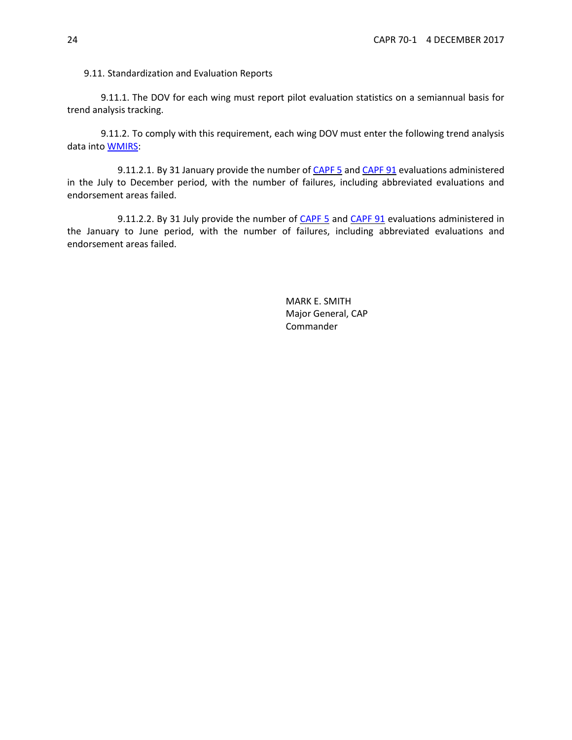9.11. Standardization and Evaluation Reports

9.11.1. The DOV for each wing must report pilot evaluation statistics on a semiannual basis for trend analysis tracking.

9.11.2. To comply with this requirement, each wing DOV must enter the following trend analysis data into WMIRS:

9.11.2.1. By 31 January provide the number of CAPF 5 and CAPF 91 evaluations administered in the July to December period, with the number of failures, including abbreviated evaluations and endorsement areas failed.

9.11.2.2. By 31 July provide the number of CAPF 5 and CAPF 91 evaluations administered in the January to June period, with the number of failures, including abbreviated evaluations and endorsement areas failed.

MARK E. SMITH
Major General, CAP
Commander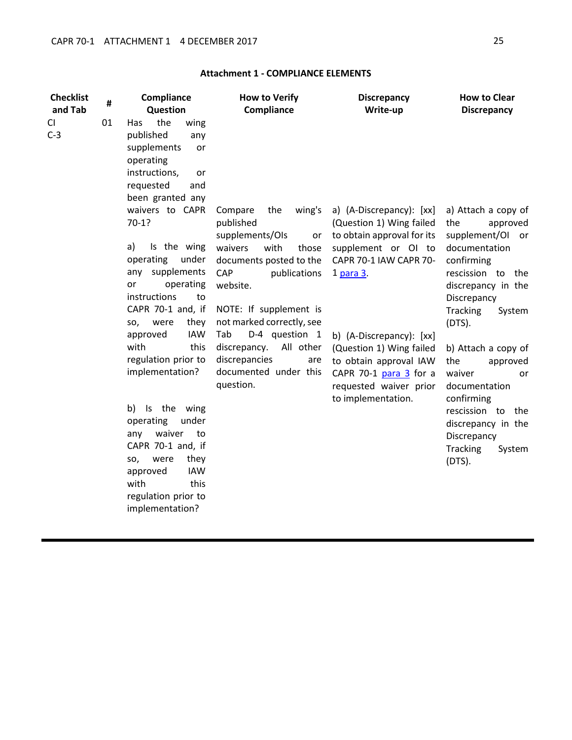## Attachment 1 - COMPLIANCE ELEMENTS

| Checklist and Tab | # | Compliance Question | How to Verify Compliance | Discrepancy Write-up | How to Clear Discrepancy |
|---|---|---|---|---|---|
| CI C-3 | 01 | Has the wing published any supplements or operating instructions, or requested and been granted any waivers to CAPR 70-1?<br><br>a) Is the wing operating under any supplements or operating instructions to CAPR 70-1 and, if so, were they approved IAW with this regulation prior to implementation?<br><br>b) Is the wing operating under any waiver to CAPR 70-1 and, if so, were they approved IAW with this regulation prior to implementation? | Compare the wing's published supplements/OIs or waivers with those documents posted to the CAP publications website.<br><br>NOTE: If supplement is not marked correctly, see Tab D-4 question 1 discrepancy. All other discrepancies are documented under this question. | a) (A-Discrepancy): [xx] (Question 1) Wing failed to obtain approval for its supplement or OI to CAPR 70-1 IAW CAPR 70-1 para 3.<br><br>b) (A-Discrepancy): [xx] (Question 1) Wing failed to obtain approval IAW CAPR 70-1 para 3 for a requested waiver prior to implementation. | a) Attach a copy of the approved supplement/OI or documentation confirming rescission to the discrepancy in the Discrepancy Tracking System (DTS).<br><br>b) Attach a copy of the approved waiver or documentation confirming rescission to the discrepancy in the Discrepancy Tracking System (DTS). |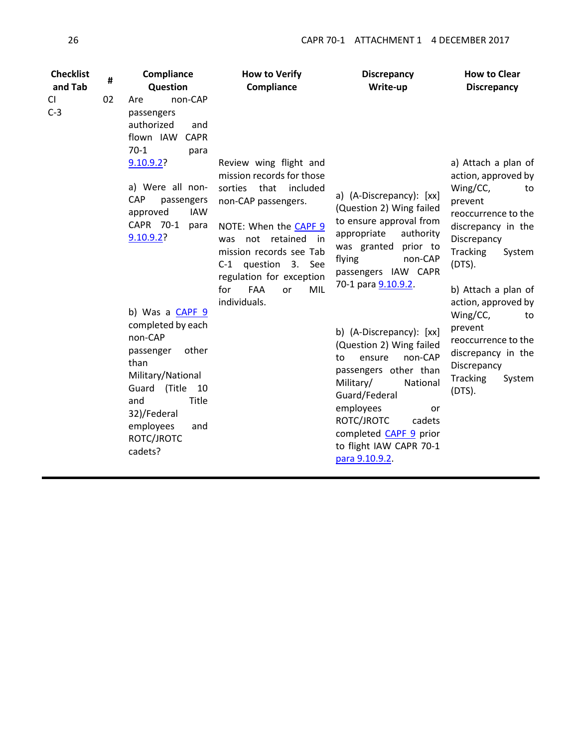| Checklist and Tab | # | Compliance Question | How to Verify Compliance | Discrepancy Write-up | How to Clear Discrepancy |
|---|---|---|---|---|---|
| CI C-3 | 02 | Are non-CAP passengers authorized and flown IAW CAPR 70-1 para 9.10.9.2? | | | |
| | | a) Were all non-CAP passengers approved IAW CAPR 70-1 para 9.10.9.2? | Review wing flight and mission records for those sorties that included non-CAP passengers.<br><br>NOTE: When the CAPF 9 was not retained in mission records see Tab C-1 question 3. See regulation for exception for FAA or MIL individuals. | a) (A-Discrepancy): [xx] (Question 2) Wing failed to ensure approval from appropriate authority was granted prior to flying non-CAP passengers IAW CAPR 70-1 para 9.10.9.2. | a) Attach a plan of action, approved by Wing/CC, to prevent reoccurrence to the discrepancy in the Discrepancy Tracking System (DTS). |
| | | b) Was a CAPF 9 completed by each non-CAP passenger other than Military/National Guard (Title 10 and Title 32)/Federal employees and ROTC/JROTC cadets? | | b) (A-Discrepancy): [xx] (Question 2) Wing failed to ensure non-CAP passengers other than Military/ National Guard/Federal employees or ROTC/JROTC cadets completed CAPF 9 prior to flight IAW CAPR 70-1 para 9.10.9.2. | b) Attach a plan of action, approved by Wing/CC, to prevent reoccurrence to the discrepancy in the Discrepancy Tracking System (DTS). |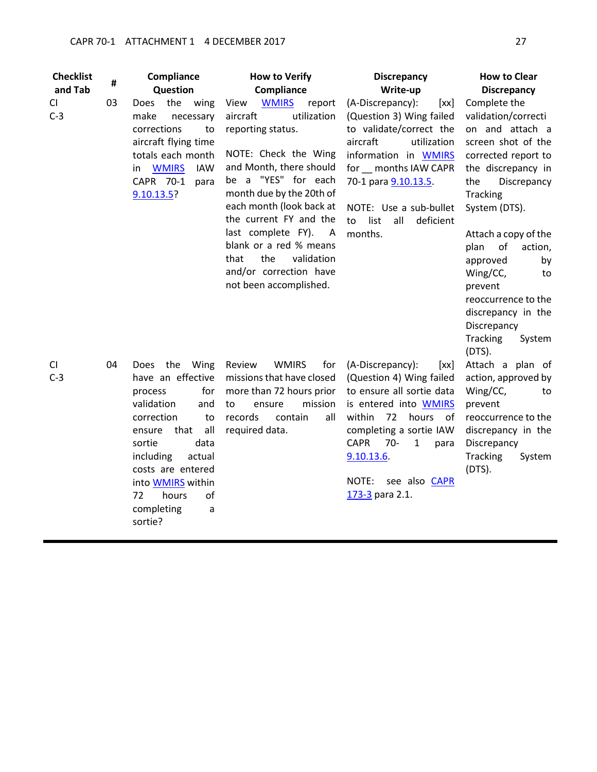| Checklist and Tab | # | Compliance Question | How to Verify Compliance | Discrepancy Write-up | How to Clear Discrepancy |
|---|---|---|---|---|---|
| CI C-3 | 03 | Does the wing make necessary corrections to aircraft flying time totals each month in WMIRS IAW CAPR 70-1 para 9.10.13.5? | View WMIRS report aircraft utilization reporting status.<br><br>NOTE: Check the Wing and Month, there should be a "YES" for each month due by the 20th of each month (look back at the current FY and the last complete FY). A blank or a red % means that the validation and/or correction have not been accomplished. | (A-Discrepancy): [xx] (Question 3) Wing failed to validate/correct the aircraft utilization information in WMIRS for __ months IAW CAPR 70-1 para 9.10.13.5.<br><br>NOTE: Use a sub-bullet to list all deficient months. | Complete the validation/correction and attach a screen shot of the corrected report to the discrepancy in the Discrepancy Tracking System (DTS).<br><br>Attach a copy of the plan of action, approved by Wing/CC, to prevent reoccurrence to the discrepancy in the Discrepancy Tracking System (DTS). |
| CI C-3 | 04 | Does the Wing have an effective process for validation and correction to ensure that all sortie data including actual costs are entered into WMIRS within 72 hours of completing a sortie? | Review WMIRS for missions that have closed more than 72 hours prior to ensure mission records contain all required data. | (A-Discrepancy): [xx] (Question 4) Wing failed to ensure all sortie data is entered into WMIRS within 72 hours of completing a sortie IAW CAPR 70- 1 para 9.10.13.6.<br><br>NOTE: see also CAPR 173-3 para 2.1. | Attach a plan of action, approved by Wing/CC, to prevent reoccurrence to the discrepancy in the Discrepancy Tracking System (DTS). |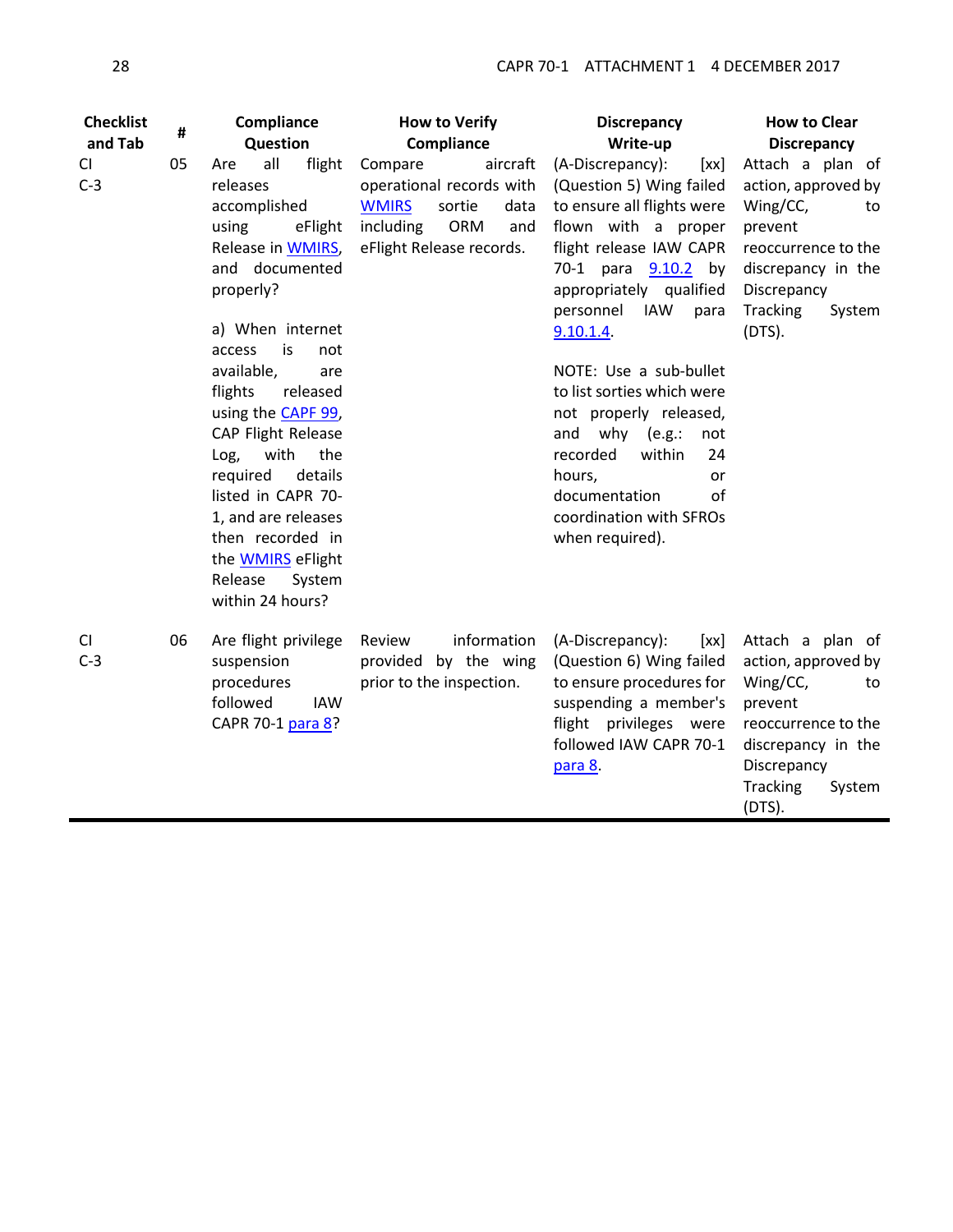| Checklist and Tab | # | Compliance Question | How to Verify Compliance | Discrepancy Write-up | How to Clear Discrepancy |
|---|---|---|---|---|---|
| CI C-3 | 05 | Are all flight releases accomplished using eFlight Release in WMIRS, and documented properly?<br><br>a) When internet access is not available, are flights released using the CAPF 99, CAP Flight Release Log, with the required details listed in CAPR 70-1, and are releases then recorded in the WMIRS eFlight Release System within 24 hours? | Compare aircraft operational records with WMIRS sortie data including ORM and eFlight Release records. | (A-Discrepancy): [xx] (Question 5) Wing failed to ensure all flights were flown with a proper flight release IAW CAPR 70-1 para 9.10.2 by appropriately qualified personnel IAW para 9.10.1.4.<br><br>NOTE: Use a sub-bullet to list sorties which were not properly released, and why (e.g.: not recorded within 24 hours, or documentation of coordination with SFROs when required). | Attach a plan of action, approved by Wing/CC, to prevent reoccurrence to the discrepancy in the Discrepancy Tracking System (DTS). |
| CI C-3 | 06 | Are flight privilege suspension procedures followed IAW CAPR 70-1 para 8? | Review information provided by the wing prior to the inspection. | (A-Discrepancy): [xx] (Question 6) Wing failed to ensure procedures for suspending a member's flight privileges were followed IAW CAPR 70-1 para 8. | Attach a plan of action, approved by Wing/CC, to prevent reoccurrence to the discrepancy in the Discrepancy Tracking System (DTS). |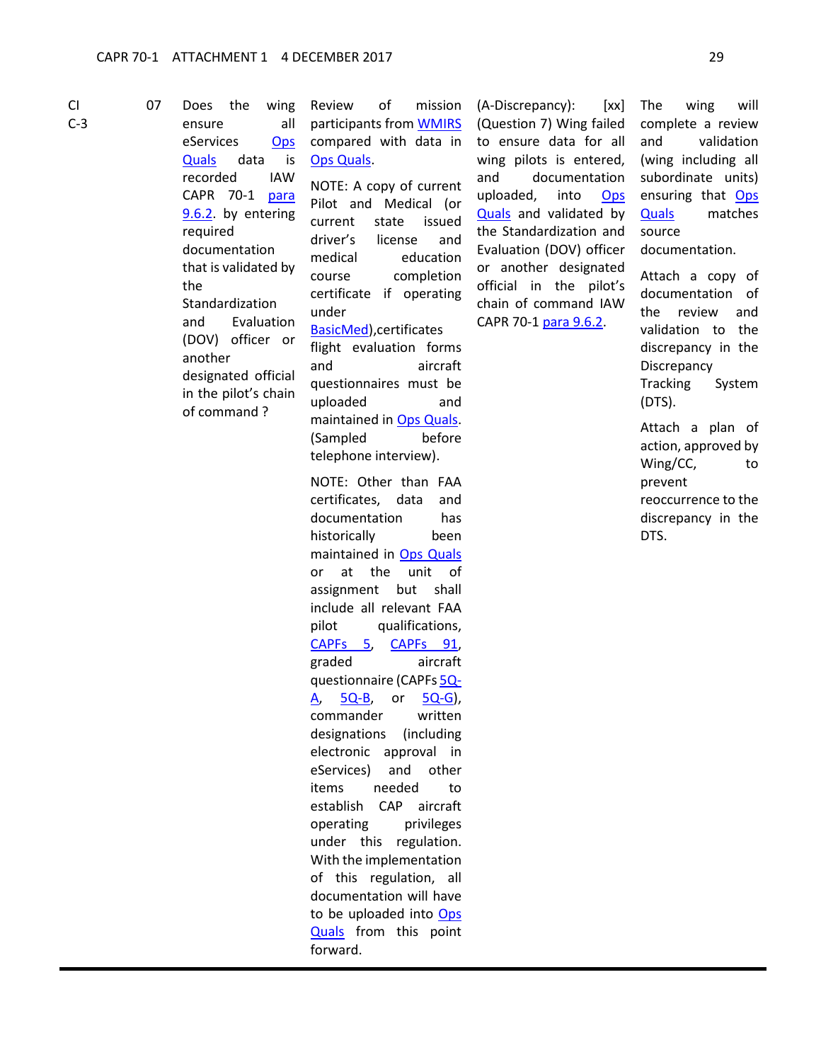| CI C-3 | 07 | Does the wing ensure all eServices Ops Quals data is recorded IAW CAPR 70-1 para 9.6.2. by entering required documentation that is validated by the Standardization and Evaluation (DOV) officer or another designated official in the pilot's chain of command ? | Review of mission participants from WMIRS compared with data in Ops Quals.<br><br>NOTE: A copy of current Pilot and Medical (or current state issued driver's license and medical education course completion certificate if operating under BasicMed),certificates flight evaluation forms and aircraft questionnaires must be uploaded and maintained in Ops Quals. (Sampled before telephone interview).<br><br>NOTE: Other than FAA certificates, data and documentation has historically been maintained in Ops Quals or at the unit of assignment but shall include all relevant FAA pilot qualifications, CAPFs 5, CAPFs 91, graded aircraft questionnaire (CAPFs 5Q-A, 5Q-B, or 5Q-G), commander written designations (including electronic approval in eServices) and other items needed to establish CAP aircraft operating privileges under this regulation. With the implementation of this regulation, all documentation will have to be uploaded into Ops Quals from this point forward. | (A-Discrepancy): [xx] (Question 7) Wing failed to ensure data for all wing pilots is entered, and documentation uploaded, into Ops Quals and validated by the Standardization and Evaluation (DOV) officer or another designated official in the pilot's chain of command IAW CAPR 70-1 para 9.6.2. | The wing will complete a review and validation (wing including all subordinate units) ensuring that Ops Quals matches source documentation.<br><br>Attach a copy of documentation of the review and validation to the discrepancy in the Discrepancy Tracking System (DTS).<br><br>Attach a plan of action, approved by Wing/CC, to prevent reoccurrence to the discrepancy in the DTS. |
|---|---|---|---|---|---|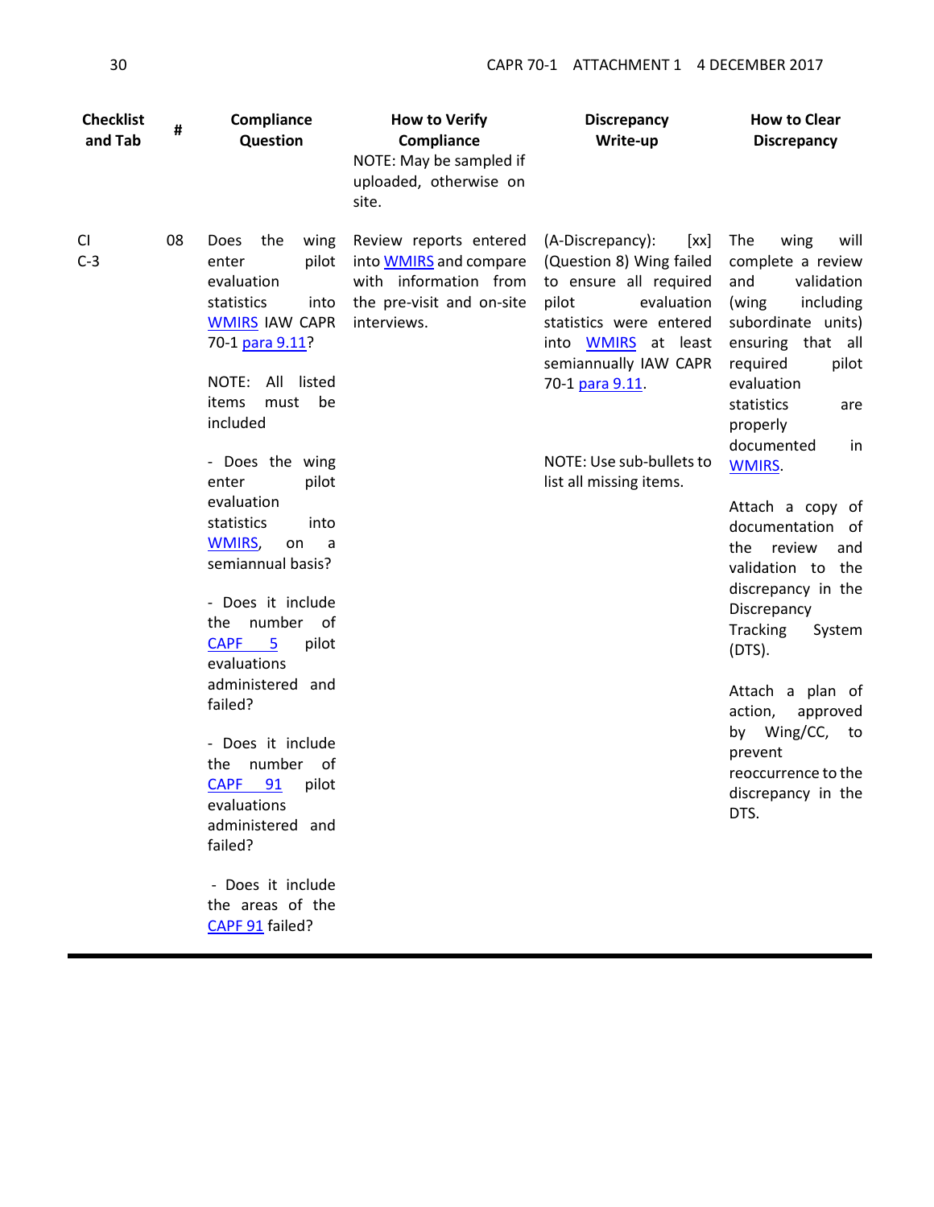| Checklist and Tab | # | Compliance Question | How to Verify Compliance<br>NOTE: May be sampled if uploaded, otherwise on site. | Discrepancy Write-up | How to Clear Discrepancy |
|---|---|---|---|---|---|
| CI<br>C-3 | 08 | Does the wing enter pilot evaluation statistics into WMIRS IAW CAPR 70-1 para 9.11?<br><br>NOTE: All listed items must be included<br><br>- Does the wing enter pilot evaluation statistics into WMIRS, on a semiannual basis?<br><br>- Does it include the number of CAPF 5 pilot evaluations administered and failed?<br><br>- Does it include the number of CAPF 91 pilot evaluations administered and failed?<br><br>- Does it include the areas of the CAPF 91 failed? | Review reports entered into WMIRS and compare with information from the pre-visit and on-site interviews. | (A-Discrepancy): [xx] (Question 8) Wing failed to ensure all required pilot evaluation statistics were entered into WMIRS at least semiannually IAW CAPR 70-1 para 9.11.<br><br>NOTE: Use sub-bullets to list all missing items. | The wing will complete a review and validation (wing including subordinate units) ensuring that all required pilot evaluation statistics are properly documented in WMIRS.<br><br>Attach a copy of documentation of the review and validation to the discrepancy in the Discrepancy Tracking System (DTS).<br><br>Attach a plan of action, approved by Wing/CC, to prevent reoccurrence to the discrepancy in the DTS. |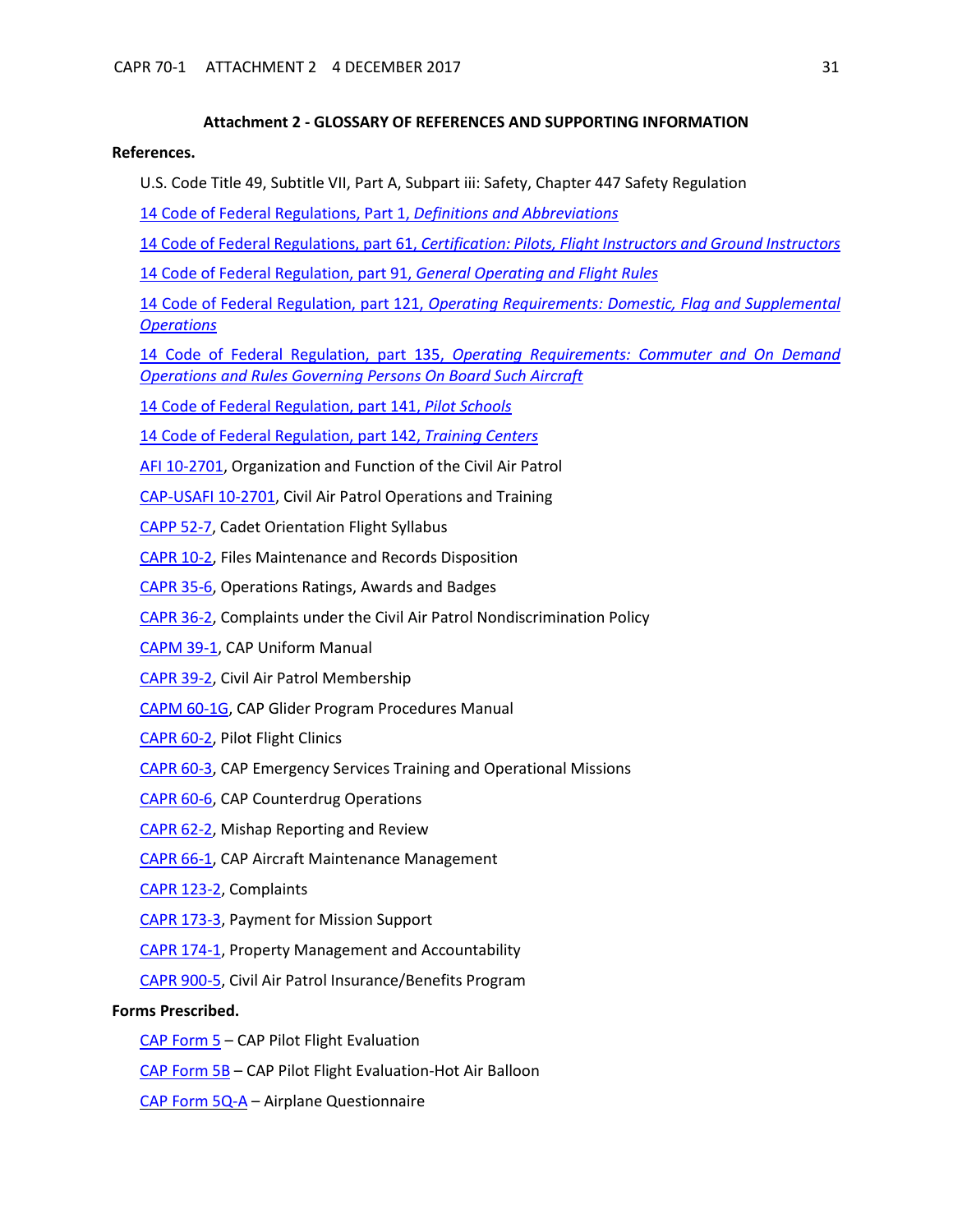## Attachment 2 - GLOSSARY OF REFERENCES AND SUPPORTING INFORMATION

**References.**

U.S. Code Title 49, Subtitle VII, Part A, Subpart iii: Safety, Chapter 447 Safety Regulation

14 Code of Federal Regulations, Part 1, *Definitions and Abbreviations*

14 Code of Federal Regulations, part 61, *Certification: Pilots, Flight Instructors and Ground Instructors*

14 Code of Federal Regulation, part 91, *General Operating and Flight Rules*

14 Code of Federal Regulation, part 121, *Operating Requirements: Domestic, Flag and Supplemental Operations*

14 Code of Federal Regulation, part 135, *Operating Requirements: Commuter and On Demand Operations and Rules Governing Persons On Board Such Aircraft*

14 Code of Federal Regulation, part 141, *Pilot Schools*

14 Code of Federal Regulation, part 142, *Training Centers*

AFI 10-2701, Organization and Function of the Civil Air Patrol

CAP-USAFI 10-2701, Civil Air Patrol Operations and Training

CAPP 52-7, Cadet Orientation Flight Syllabus

CAPR 10-2, Files Maintenance and Records Disposition

CAPR 35-6, Operations Ratings, Awards and Badges

CAPR 36-2, Complaints under the Civil Air Patrol Nondiscrimination Policy

CAPM 39-1, CAP Uniform Manual

CAPR 39-2, Civil Air Patrol Membership

CAPM 60-1G, CAP Glider Program Procedures Manual

CAPR 60-2, Pilot Flight Clinics

CAPR 60-3, CAP Emergency Services Training and Operational Missions

CAPR 60-6, CAP Counterdrug Operations

CAPR 62-2, Mishap Reporting and Review

CAPR 66-1, CAP Aircraft Maintenance Management

CAPR 123-2, Complaints

CAPR 173-3, Payment for Mission Support

CAPR 174-1, Property Management and Accountability

CAPR 900-5, Civil Air Patrol Insurance/Benefits Program

**Forms Prescribed.**

CAP Form 5 – CAP Pilot Flight Evaluation

CAP Form 5B – CAP Pilot Flight Evaluation-Hot Air Balloon

CAP Form 5Q-A – Airplane Questionnaire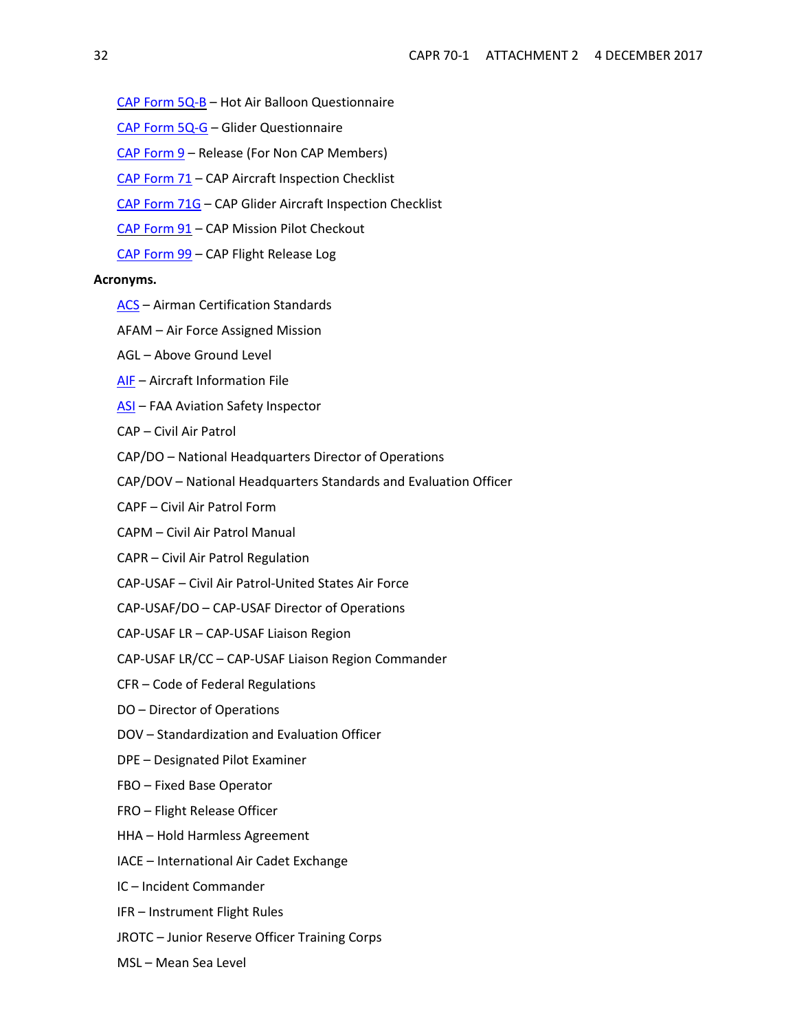CAP Form 5Q-B – Hot Air Balloon Questionnaire

CAP Form 5Q-G – Glider Questionnaire

CAP Form 9 – Release (For Non CAP Members)

CAP Form 71 – CAP Aircraft Inspection Checklist

CAP Form 71G – CAP Glider Aircraft Inspection Checklist

CAP Form 91 – CAP Mission Pilot Checkout

CAP Form 99 – CAP Flight Release Log

**Acronyms.**

ACS – Airman Certification Standards

AFAM – Air Force Assigned Mission

AGL – Above Ground Level

AIF – Aircraft Information File

ASI – FAA Aviation Safety Inspector

CAP – Civil Air Patrol

CAP/DO – National Headquarters Director of Operations

CAP/DOV – National Headquarters Standards and Evaluation Officer

CAPF – Civil Air Patrol Form

CAPM – Civil Air Patrol Manual

CAPR – Civil Air Patrol Regulation

CAP-USAF – Civil Air Patrol-United States Air Force

CAP-USAF/DO – CAP-USAF Director of Operations

CAP-USAF LR – CAP-USAF Liaison Region

CAP-USAF LR/CC – CAP-USAF Liaison Region Commander

CFR – Code of Federal Regulations

DO – Director of Operations

DOV – Standardization and Evaluation Officer

DPE – Designated Pilot Examiner

FBO – Fixed Base Operator

FRO – Flight Release Officer

HHA – Hold Harmless Agreement

IACE – International Air Cadet Exchange

IC – Incident Commander

IFR – Instrument Flight Rules

JROTC – Junior Reserve Officer Training Corps

MSL – Mean Sea Level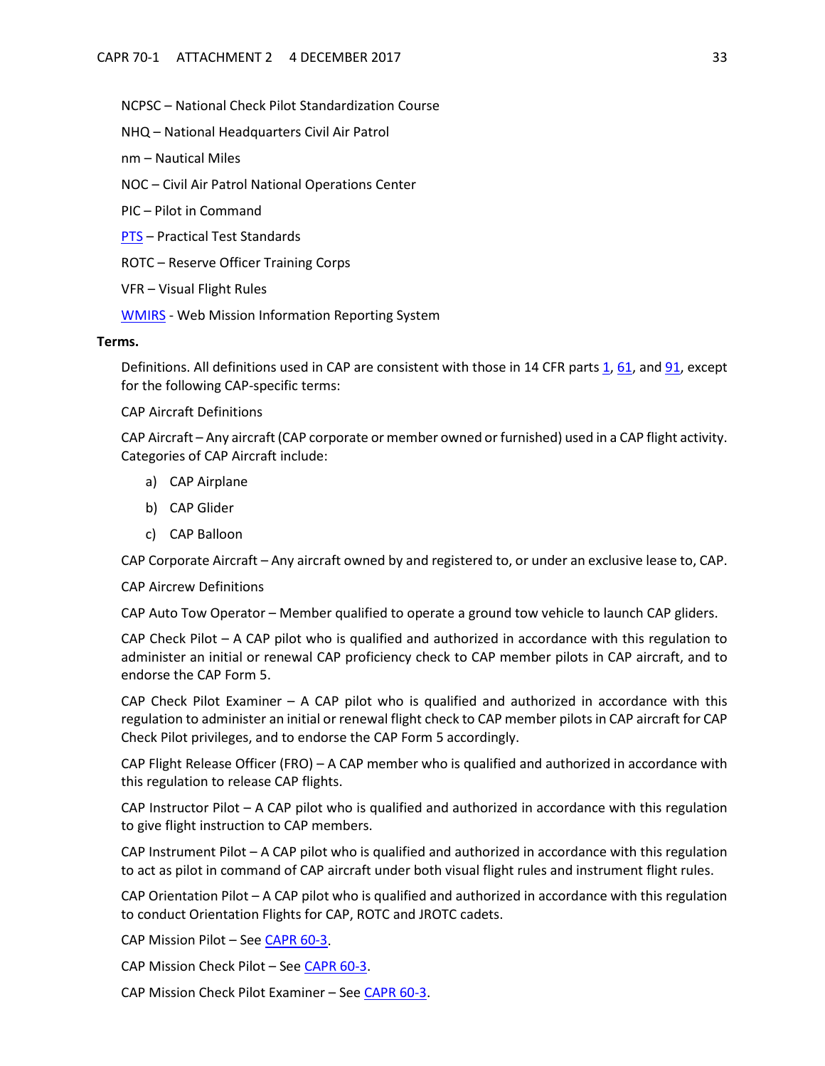NCPSC – National Check Pilot Standardization Course

NHQ – National Headquarters Civil Air Patrol

nm – Nautical Miles

NOC – Civil Air Patrol National Operations Center

PIC – Pilot in Command

PTS – Practical Test Standards

ROTC – Reserve Officer Training Corps

VFR – Visual Flight Rules

WMIRS - Web Mission Information Reporting System

**Terms.**

Definitions. All definitions used in CAP are consistent with those in 14 CFR parts 1, 61, and 91, except for the following CAP-specific terms:

CAP Aircraft Definitions

CAP Aircraft – Any aircraft (CAP corporate or member owned or furnished) used in a CAP flight activity. Categories of CAP Aircraft include:

a) CAP Airplane

b) CAP Glider

c) CAP Balloon

CAP Corporate Aircraft – Any aircraft owned by and registered to, or under an exclusive lease to, CAP.

CAP Aircrew Definitions

CAP Auto Tow Operator – Member qualified to operate a ground tow vehicle to launch CAP gliders.

CAP Check Pilot – A CAP pilot who is qualified and authorized in accordance with this regulation to administer an initial or renewal CAP proficiency check to CAP member pilots in CAP aircraft, and to endorse the CAP Form 5.

CAP Check Pilot Examiner – A CAP pilot who is qualified and authorized in accordance with this regulation to administer an initial or renewal flight check to CAP member pilots in CAP aircraft for CAP Check Pilot privileges, and to endorse the CAP Form 5 accordingly.

CAP Flight Release Officer (FRO) – A CAP member who is qualified and authorized in accordance with this regulation to release CAP flights.

CAP Instructor Pilot – A CAP pilot who is qualified and authorized in accordance with this regulation to give flight instruction to CAP members.

CAP Instrument Pilot – A CAP pilot who is qualified and authorized in accordance with this regulation to act as pilot in command of CAP aircraft under both visual flight rules and instrument flight rules.

CAP Orientation Pilot – A CAP pilot who is qualified and authorized in accordance with this regulation to conduct Orientation Flights for CAP, ROTC and JROTC cadets.

CAP Mission Pilot – See CAPR 60-3.

CAP Mission Check Pilot – See CAPR 60-3.

CAP Mission Check Pilot Examiner – See CAPR 60-3.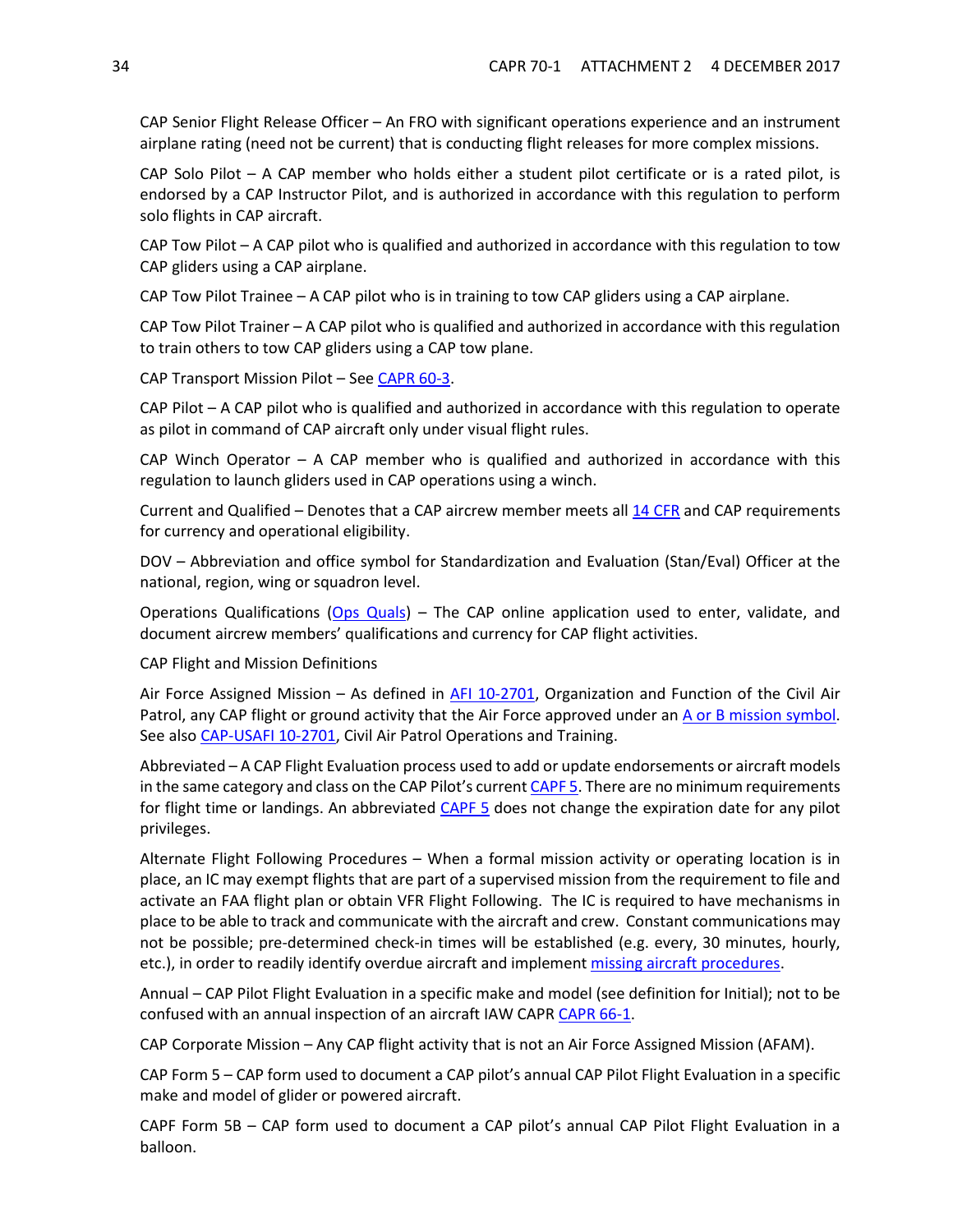CAP Senior Flight Release Officer – An FRO with significant operations experience and an instrument airplane rating (need not be current) that is conducting flight releases for more complex missions.

CAP Solo Pilot – A CAP member who holds either a student pilot certificate or is a rated pilot, is endorsed by a CAP Instructor Pilot, and is authorized in accordance with this regulation to perform solo flights in CAP aircraft.

CAP Tow Pilot – A CAP pilot who is qualified and authorized in accordance with this regulation to tow CAP gliders using a CAP airplane.

CAP Tow Pilot Trainee – A CAP pilot who is in training to tow CAP gliders using a CAP airplane.

CAP Tow Pilot Trainer – A CAP pilot who is qualified and authorized in accordance with this regulation to train others to tow CAP gliders using a CAP tow plane.

CAP Transport Mission Pilot – See CAPR 60-3.

CAP Pilot – A CAP pilot who is qualified and authorized in accordance with this regulation to operate as pilot in command of CAP aircraft only under visual flight rules.

CAP Winch Operator – A CAP member who is qualified and authorized in accordance with this regulation to launch gliders used in CAP operations using a winch.

Current and Qualified – Denotes that a CAP aircrew member meets all 14 CFR and CAP requirements for currency and operational eligibility.

DOV – Abbreviation and office symbol for Standardization and Evaluation (Stan/Eval) Officer at the national, region, wing or squadron level.

Operations Qualifications (Ops Quals) – The CAP online application used to enter, validate, and document aircrew members' qualifications and currency for CAP flight activities.

CAP Flight and Mission Definitions

Air Force Assigned Mission – As defined in AFI 10-2701, Organization and Function of the Civil Air Patrol, any CAP flight or ground activity that the Air Force approved under an A or B mission symbol. See also CAP-USAFI 10-2701, Civil Air Patrol Operations and Training.

Abbreviated – A CAP Flight Evaluation process used to add or update endorsements or aircraft models in the same category and class on the CAP Pilot's current CAPF 5. There are no minimum requirements for flight time or landings. An abbreviated CAPF 5 does not change the expiration date for any pilot privileges.

Alternate Flight Following Procedures – When a formal mission activity or operating location is in place, an IC may exempt flights that are part of a supervised mission from the requirement to file and activate an FAA flight plan or obtain VFR Flight Following. The IC is required to have mechanisms in place to be able to track and communicate with the aircraft and crew. Constant communications may not be possible; pre-determined check-in times will be established (e.g. every, 30 minutes, hourly, etc.), in order to readily identify overdue aircraft and implement missing aircraft procedures.

Annual – CAP Pilot Flight Evaluation in a specific make and model (see definition for Initial); not to be confused with an annual inspection of an aircraft IAW CAPR CAPR 66-1.

CAP Corporate Mission – Any CAP flight activity that is not an Air Force Assigned Mission (AFAM).

CAP Form 5 – CAP form used to document a CAP pilot's annual CAP Pilot Flight Evaluation in a specific make and model of glider or powered aircraft.

CAPF Form 5B – CAP form used to document a CAP pilot's annual CAP Pilot Flight Evaluation in a balloon.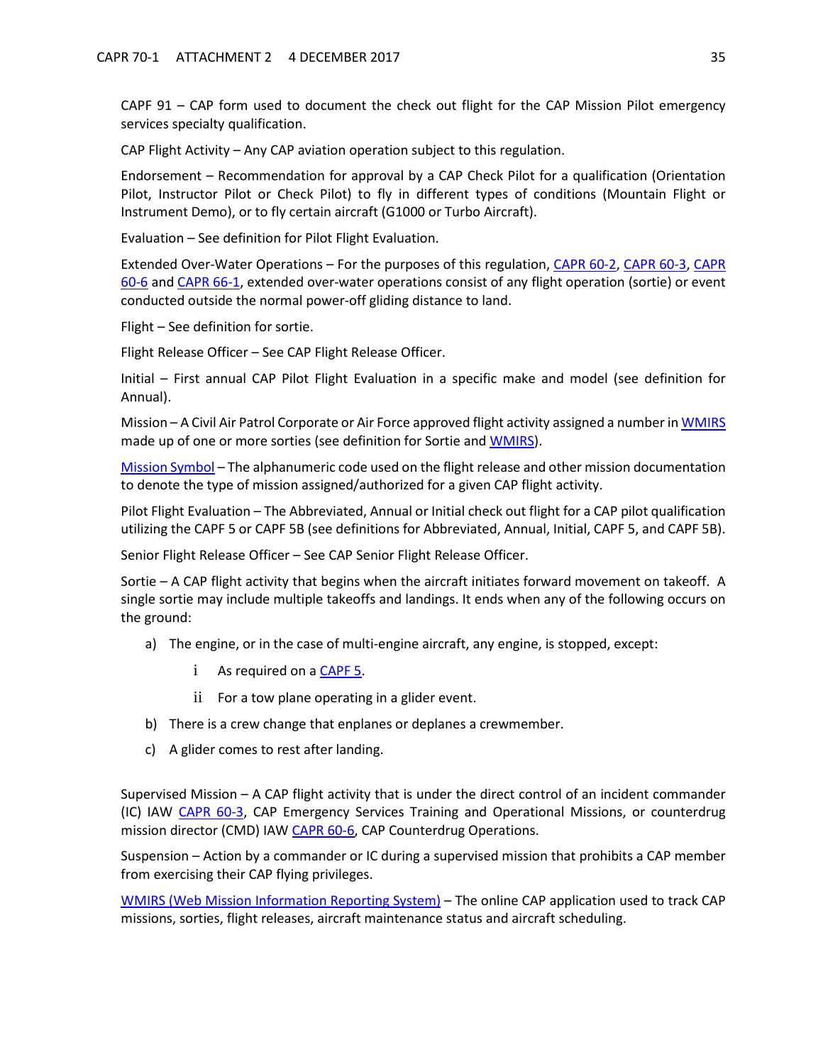CAPF 91 – CAP form used to document the check out flight for the CAP Mission Pilot emergency services specialty qualification.

CAP Flight Activity – Any CAP aviation operation subject to this regulation.

Endorsement – Recommendation for approval by a CAP Check Pilot for a qualification (Orientation Pilot, Instructor Pilot or Check Pilot) to fly in different types of conditions (Mountain Flight or Instrument Demo), or to fly certain aircraft (G1000 or Turbo Aircraft).

Evaluation – See definition for Pilot Flight Evaluation.

Extended Over-Water Operations – For the purposes of this regulation, CAPR 60-2, CAPR 60-3, CAPR 60-6 and CAPR 66-1, extended over-water operations consist of any flight operation (sortie) or event conducted outside the normal power-off gliding distance to land.

Flight – See definition for sortie.

Flight Release Officer – See CAP Flight Release Officer.

Initial – First annual CAP Pilot Flight Evaluation in a specific make and model (see definition for Annual).

Mission – A Civil Air Patrol Corporate or Air Force approved flight activity assigned a number in WMIRS made up of one or more sorties (see definition for Sortie and WMIRS).

Mission Symbol – The alphanumeric code used on the flight release and other mission documentation to denote the type of mission assigned/authorized for a given CAP flight activity.

Pilot Flight Evaluation – The Abbreviated, Annual or Initial check out flight for a CAP pilot qualification utilizing the CAPF 5 or CAPF 5B (see definitions for Abbreviated, Annual, Initial, CAPF 5, and CAPF 5B).

Senior Flight Release Officer – See CAP Senior Flight Release Officer.

Sortie – A CAP flight activity that begins when the aircraft initiates forward movement on takeoff. A single sortie may include multiple takeoffs and landings. It ends when any of the following occurs on the ground:

a) The engine, or in the case of multi-engine aircraft, any engine, is stopped, except:
   - i As required on a CAPF 5.
   - ii For a tow plane operating in a glider event.
b) There is a crew change that enplanes or deplanes a crewmember.
c) A glider comes to rest after landing.

Supervised Mission – A CAP flight activity that is under the direct control of an incident commander (IC) IAW CAPR 60-3, CAP Emergency Services Training and Operational Missions, or counterdrug mission director (CMD) IAW CAPR 60-6, CAP Counterdrug Operations.

Suspension – Action by a commander or IC during a supervised mission that prohibits a CAP member from exercising their CAP flying privileges.

WMIRS (Web Mission Information Reporting System) – The online CAP application used to track CAP missions, sorties, flight releases, aircraft maintenance status and aircraft scheduling.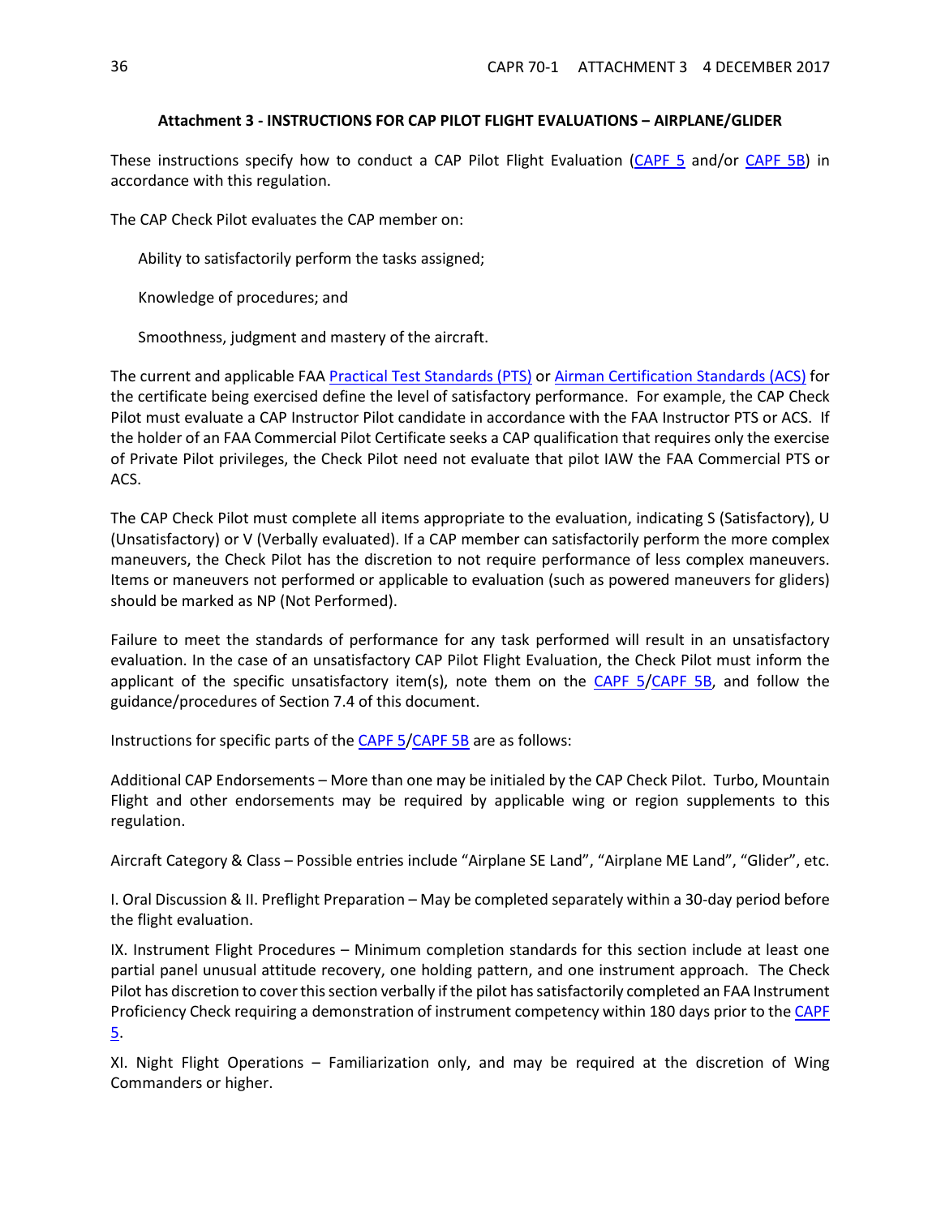## Attachment 3 - INSTRUCTIONS FOR CAP PILOT FLIGHT EVALUATIONS – AIRPLANE/GLIDER

These instructions specify how to conduct a CAP Pilot Flight Evaluation (CAPF 5 and/or CAPF 5B) in accordance with this regulation.

The CAP Check Pilot evaluates the CAP member on:

Ability to satisfactorily perform the tasks assigned;

Knowledge of procedures; and

Smoothness, judgment and mastery of the aircraft.

The current and applicable FAA Practical Test Standards (PTS) or Airman Certification Standards (ACS) for the certificate being exercised define the level of satisfactory performance. For example, the CAP Check Pilot must evaluate a CAP Instructor Pilot candidate in accordance with the FAA Instructor PTS or ACS. If the holder of an FAA Commercial Pilot Certificate seeks a CAP qualification that requires only the exercise of Private Pilot privileges, the Check Pilot need not evaluate that pilot IAW the FAA Commercial PTS or ACS.

The CAP Check Pilot must complete all items appropriate to the evaluation, indicating S (Satisfactory), U (Unsatisfactory) or V (Verbally evaluated). If a CAP member can satisfactorily perform the more complex maneuvers, the Check Pilot has the discretion to not require performance of less complex maneuvers. Items or maneuvers not performed or applicable to evaluation (such as powered maneuvers for gliders) should be marked as NP (Not Performed).

Failure to meet the standards of performance for any task performed will result in an unsatisfactory evaluation. In the case of an unsatisfactory CAP Pilot Flight Evaluation, the Check Pilot must inform the applicant of the specific unsatisfactory item(s), note them on the CAPF 5/CAPF 5B, and follow the guidance/procedures of Section 7.4 of this document.

Instructions for specific parts of the CAPF 5/CAPF 5B are as follows:

Additional CAP Endorsements – More than one may be initialed by the CAP Check Pilot. Turbo, Mountain Flight and other endorsements may be required by applicable wing or region supplements to this regulation.

Aircraft Category & Class – Possible entries include "Airplane SE Land", "Airplane ME Land", "Glider", etc.

I. Oral Discussion & II. Preflight Preparation – May be completed separately within a 30-day period before the flight evaluation.

IX. Instrument Flight Procedures – Minimum completion standards for this section include at least one partial panel unusual attitude recovery, one holding pattern, and one instrument approach. The Check Pilot has discretion to cover this section verbally if the pilot has satisfactorily completed an FAA Instrument Proficiency Check requiring a demonstration of instrument competency within 180 days prior to the CAPF 5.

XI. Night Flight Operations – Familiarization only, and may be required at the discretion of Wing Commanders or higher.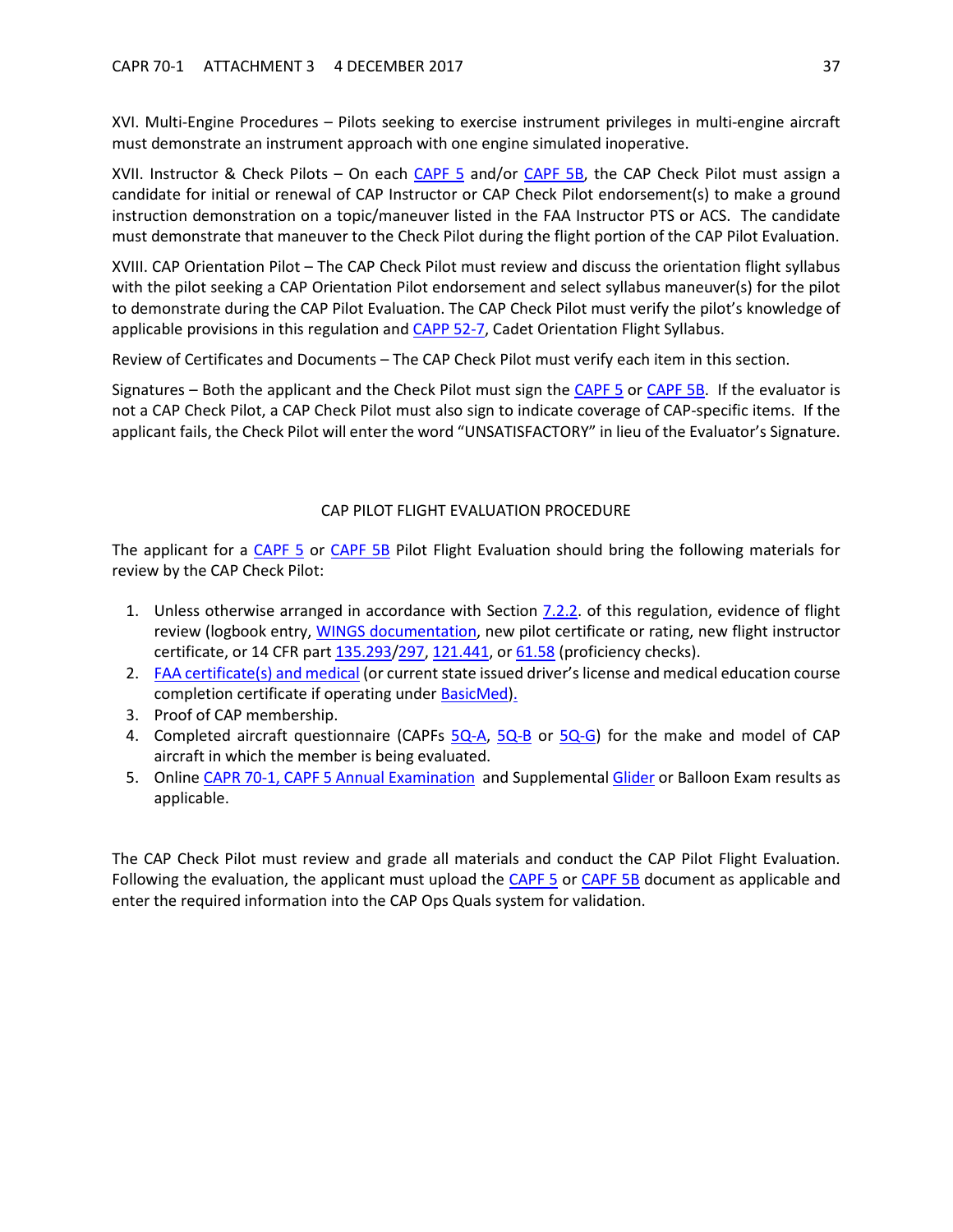XVI. Multi-Engine Procedures – Pilots seeking to exercise instrument privileges in multi-engine aircraft must demonstrate an instrument approach with one engine simulated inoperative.

XVII. Instructor & Check Pilots – On each CAPF 5 and/or CAPF 5B, the CAP Check Pilot must assign a candidate for initial or renewal of CAP Instructor or CAP Check Pilot endorsement(s) to make a ground instruction demonstration on a topic/maneuver listed in the FAA Instructor PTS or ACS. The candidate must demonstrate that maneuver to the Check Pilot during the flight portion of the CAP Pilot Evaluation.

XVIII. CAP Orientation Pilot – The CAP Check Pilot must review and discuss the orientation flight syllabus with the pilot seeking a CAP Orientation Pilot endorsement and select syllabus maneuver(s) for the pilot to demonstrate during the CAP Pilot Evaluation. The CAP Check Pilot must verify the pilot's knowledge of applicable provisions in this regulation and CAPP 52-7, Cadet Orientation Flight Syllabus.

Review of Certificates and Documents – The CAP Check Pilot must verify each item in this section.

Signatures – Both the applicant and the Check Pilot must sign the CAPF 5 or CAPF 5B. If the evaluator is not a CAP Check Pilot, a CAP Check Pilot must also sign to indicate coverage of CAP-specific items. If the applicant fails, the Check Pilot will enter the word "UNSATISFACTORY" in lieu of the Evaluator's Signature.

## CAP PILOT FLIGHT EVALUATION PROCEDURE

The applicant for a CAPF 5 or CAPF 5B Pilot Flight Evaluation should bring the following materials for review by the CAP Check Pilot:

1. Unless otherwise arranged in accordance with Section 7.2.2. of this regulation, evidence of flight review (logbook entry, WINGS documentation, new pilot certificate or rating, new flight instructor certificate, or 14 CFR part 135.293/297, 121.441, or 61.58 (proficiency checks).
2. FAA certificate(s) and medical (or current state issued driver's license and medical education course completion certificate if operating under BasicMed).
3. Proof of CAP membership.
4. Completed aircraft questionnaire (CAPFs 5Q-A, 5Q-B or 5Q-G) for the make and model of CAP aircraft in which the member is being evaluated.
5. Online CAPR 70-1, CAPF 5 Annual Examination and Supplemental Glider or Balloon Exam results as applicable.

The CAP Check Pilot must review and grade all materials and conduct the CAP Pilot Flight Evaluation. Following the evaluation, the applicant must upload the CAPF 5 or CAPF 5B document as applicable and enter the required information into the CAP Ops Quals system for validation.